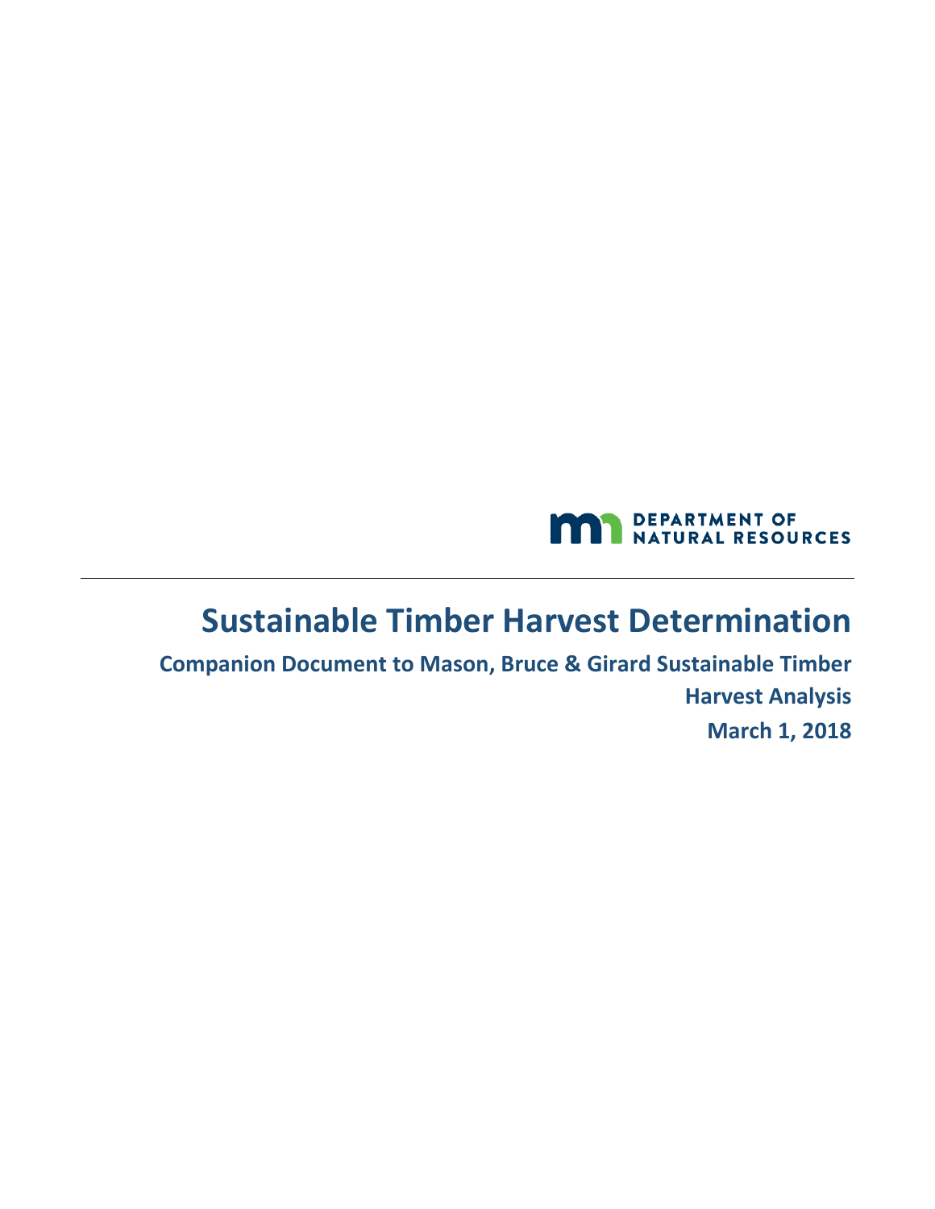DEPARTMENT OF NATURAL RESOURCES

# Sustainable Timber Harvest Determination

**Companion Document to Mason, Bruce & Girard Sustainable Timber Harvest Analysis**

**March 1, 2018**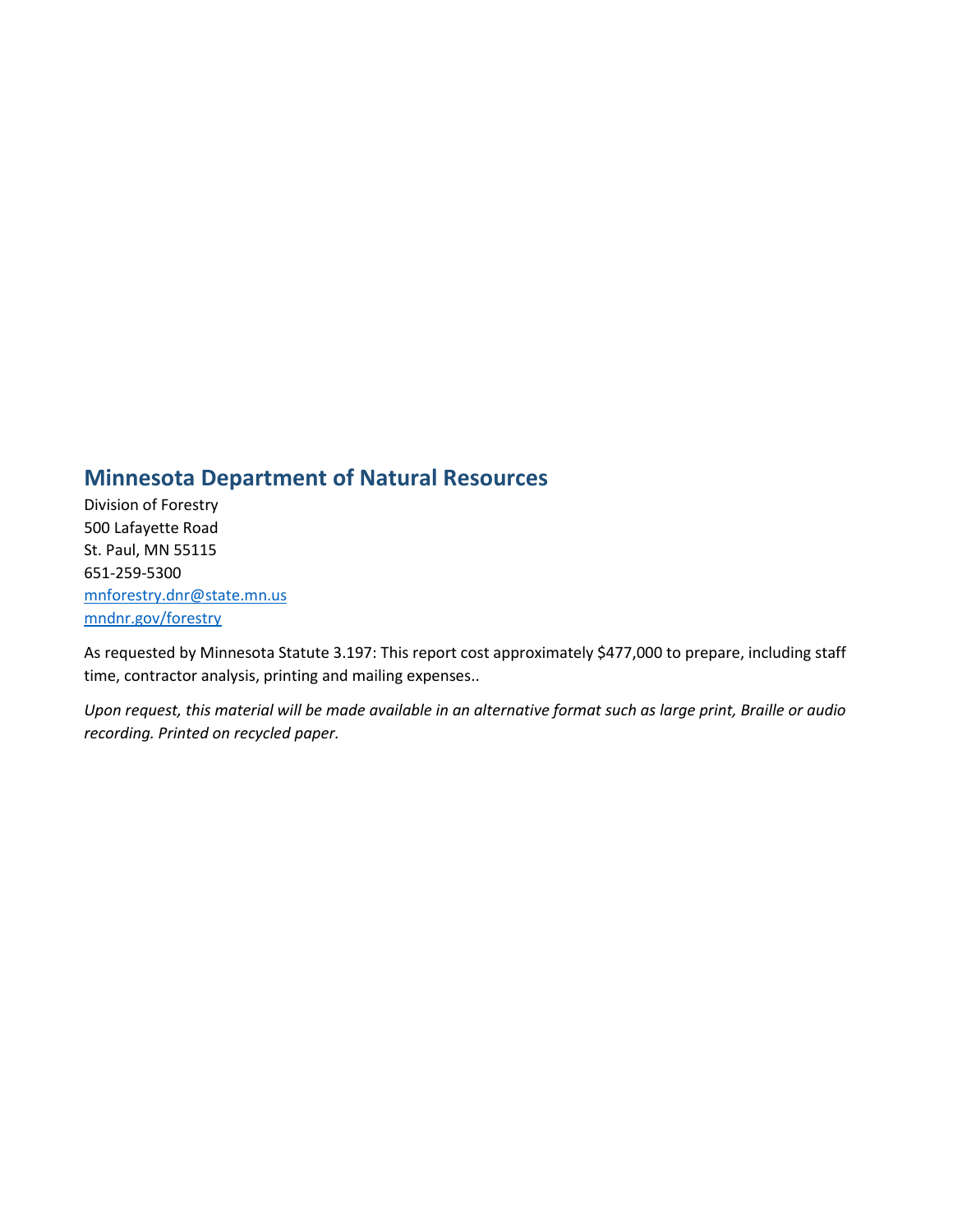## Minnesota Department of Natural Resources

Division of Forestry
500 Lafayette Road
St. Paul, MN 55115
651-259-5300
[mnforestry.dnr@state.mn.us](mailto:mnforestry.dnr@state.mn.us)
[mndnr.gov/forestry](mndnr.gov/forestry)

As requested by Minnesota Statute 3.197: This report cost approximately $477,000 to prepare, including staff time, contractor analysis, printing and mailing expenses..

*Upon request, this material will be made available in an alternative format such as large print, Braille or audio recording. Printed on recycled paper.*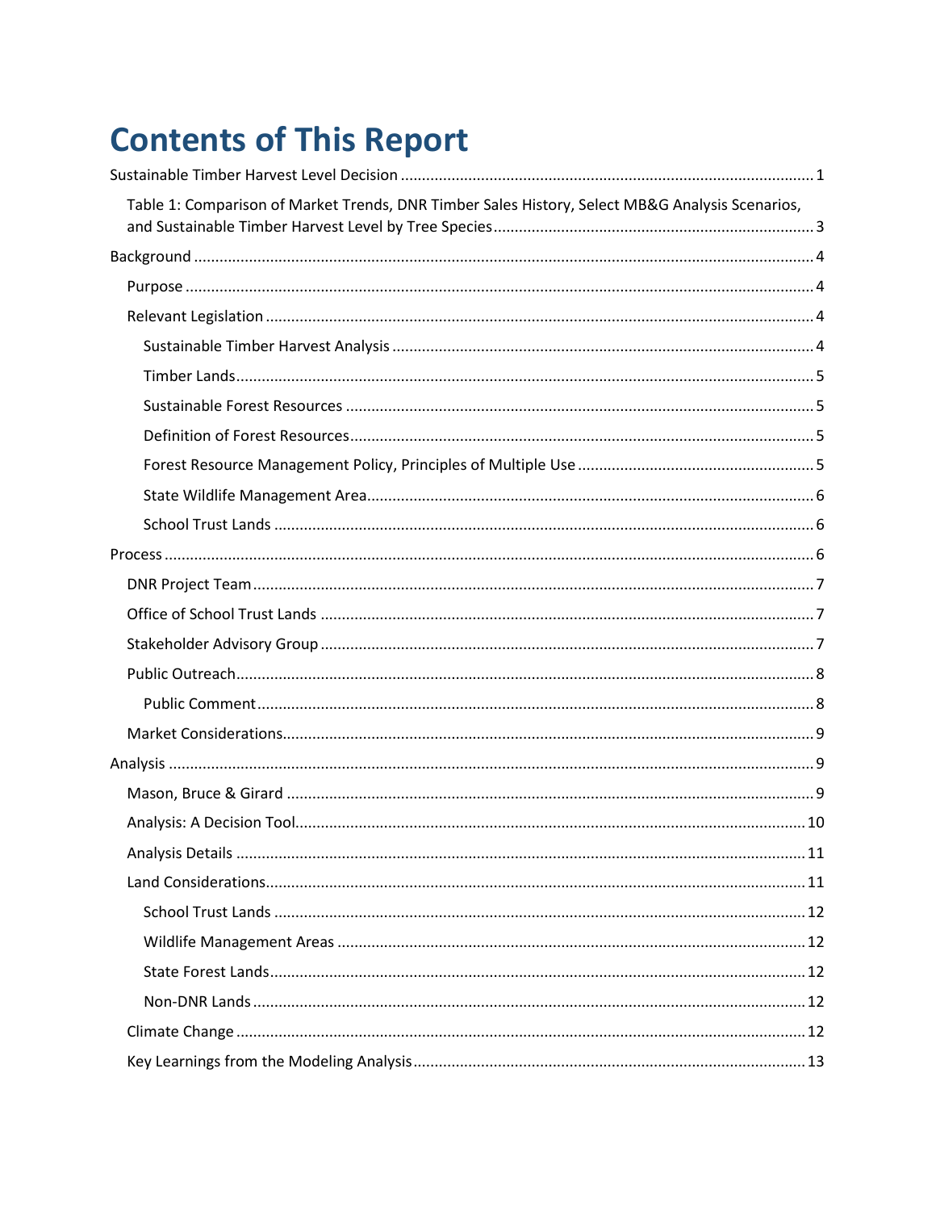# Contents of This Report

Sustainable Timber Harvest Level Decision ........................................................................................ 1

  Table 1: Comparison of Market Trends, DNR Timber Sales History, Select MB&G Analysis Scenarios, and Sustainable Timber Harvest Level by Tree Species ........................................................................ 3

Background ........................................................................................................................................ 4

  Purpose ............................................................................................................................................ 4

  Relevant Legislation ......................................................................................................................... 4

    Sustainable Timber Harvest Analysis .............................................................................................. 4

    Timber Lands .................................................................................................................................. 5

    Sustainable Forest Resources ......................................................................................................... 5

    Definition of Forest Resources ........................................................................................................ 5

    Forest Resource Management Policy, Principles of Multiple Use ................................................... 5

    State Wildlife Management Area .................................................................................................... 6

    School Trust Lands ......................................................................................................................... 6

Process ............................................................................................................................................... 6

  DNR Project Team ............................................................................................................................ 7

  Office of School Trust Lands ............................................................................................................ 7

  Stakeholder Advisory Group ............................................................................................................ 7

  Public Outreach ................................................................................................................................ 8

    Public Comment ............................................................................................................................. 8

  Market Considerations ..................................................................................................................... 9

Analysis .............................................................................................................................................. 9

  Mason, Bruce & Girard ..................................................................................................................... 9

  Analysis: A Decision Tool ................................................................................................................. 10

  Analysis Details ............................................................................................................................... 11

  Land Considerations ........................................................................................................................ 11

    School Trust Lands ....................................................................................................................... 12

    Wildlife Management Areas .......................................................................................................... 12

    State Forest Lands ........................................................................................................................ 12

    Non-DNR Lands ............................................................................................................................. 12

  Climate Change ............................................................................................................................... 12

  Key Learnings from the Modeling Analysis ...................................................................................... 13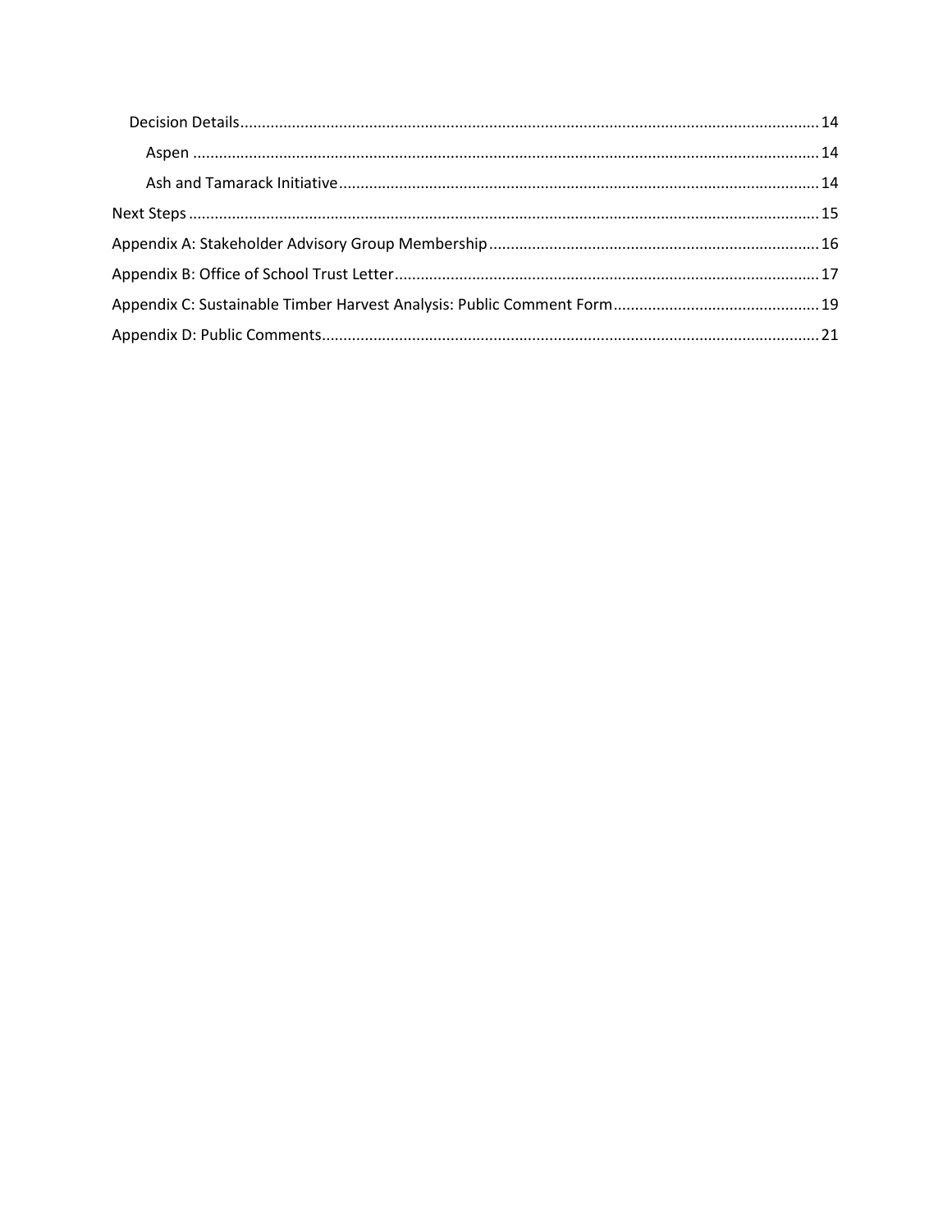- Decision Details ..... 14
  - Aspen ..... 14
  - Ash and Tamarack Initiative ..... 14
- Next Steps ..... 15
- Appendix A: Stakeholder Advisory Group Membership ..... 16
- Appendix B: Office of School Trust Letter ..... 17
- Appendix C: Sustainable Timber Harvest Analysis: Public Comment Form ..... 19
- Appendix D: Public Comments ..... 21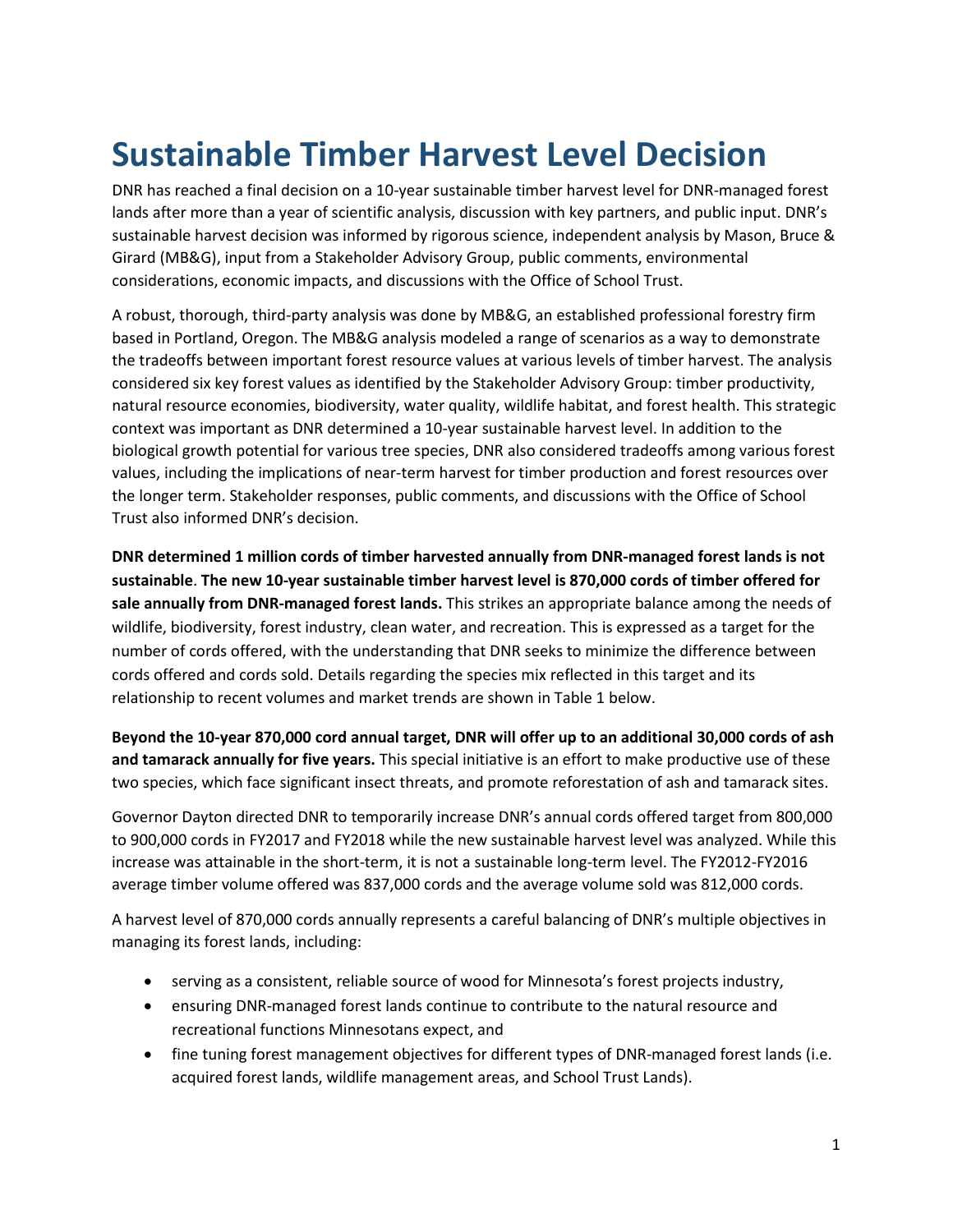# Sustainable Timber Harvest Level Decision

DNR has reached a final decision on a 10-year sustainable timber harvest level for DNR-managed forest lands after more than a year of scientific analysis, discussion with key partners, and public input. DNR's sustainable harvest decision was informed by rigorous science, independent analysis by Mason, Bruce & Girard (MB&G), input from a Stakeholder Advisory Group, public comments, environmental considerations, economic impacts, and discussions with the Office of School Trust.

A robust, thorough, third-party analysis was done by MB&G, an established professional forestry firm based in Portland, Oregon. The MB&G analysis modeled a range of scenarios as a way to demonstrate the tradeoffs between important forest resource values at various levels of timber harvest. The analysis considered six key forest values as identified by the Stakeholder Advisory Group: timber productivity, natural resource economies, biodiversity, water quality, wildlife habitat, and forest health. This strategic context was important as DNR determined a 10-year sustainable harvest level. In addition to the biological growth potential for various tree species, DNR also considered tradeoffs among various forest values, including the implications of near-term harvest for timber production and forest resources over the longer term. Stakeholder responses, public comments, and discussions with the Office of School Trust also informed DNR's decision.

**DNR determined 1 million cords of timber harvested annually from DNR-managed forest lands is not sustainable**. **The new 10-year sustainable timber harvest level is 870,000 cords of timber offered for sale annually from DNR-managed forest lands.** This strikes an appropriate balance among the needs of wildlife, biodiversity, forest industry, clean water, and recreation. This is expressed as a target for the number of cords offered, with the understanding that DNR seeks to minimize the difference between cords offered and cords sold. Details regarding the species mix reflected in this target and its relationship to recent volumes and market trends are shown in Table 1 below.

**Beyond the 10-year 870,000 cord annual target, DNR will offer up to an additional 30,000 cords of ash and tamarack annually for five years.** This special initiative is an effort to make productive use of these two species, which face significant insect threats, and promote reforestation of ash and tamarack sites.

Governor Dayton directed DNR to temporarily increase DNR's annual cords offered target from 800,000 to 900,000 cords in FY2017 and FY2018 while the new sustainable harvest level was analyzed. While this increase was attainable in the short-term, it is not a sustainable long-term level. The FY2012-FY2016 average timber volume offered was 837,000 cords and the average volume sold was 812,000 cords.

A harvest level of 870,000 cords annually represents a careful balancing of DNR's multiple objectives in managing its forest lands, including:

- serving as a consistent, reliable source of wood for Minnesota's forest projects industry,
- ensuring DNR-managed forest lands continue to contribute to the natural resource and recreational functions Minnesotans expect, and
- fine tuning forest management objectives for different types of DNR-managed forest lands (i.e. acquired forest lands, wildlife management areas, and School Trust Lands).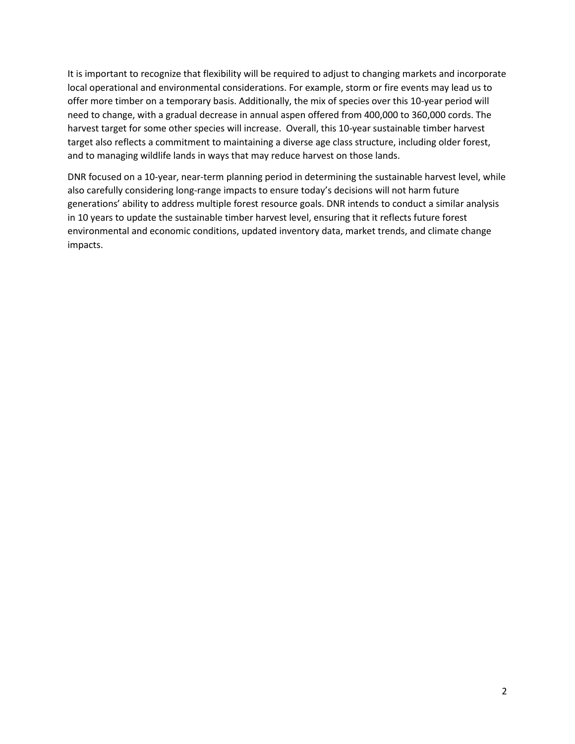It is important to recognize that flexibility will be required to adjust to changing markets and incorporate local operational and environmental considerations. For example, storm or fire events may lead us to offer more timber on a temporary basis. Additionally, the mix of species over this 10-year period will need to change, with a gradual decrease in annual aspen offered from 400,000 to 360,000 cords. The harvest target for some other species will increase. Overall, this 10-year sustainable timber harvest target also reflects a commitment to maintaining a diverse age class structure, including older forest, and to managing wildlife lands in ways that may reduce harvest on those lands.

DNR focused on a 10-year, near-term planning period in determining the sustainable harvest level, while also carefully considering long-range impacts to ensure today's decisions will not harm future generations' ability to address multiple forest resource goals. DNR intends to conduct a similar analysis in 10 years to update the sustainable timber harvest level, ensuring that it reflects future forest environmental and economic conditions, updated inventory data, market trends, and climate change impacts.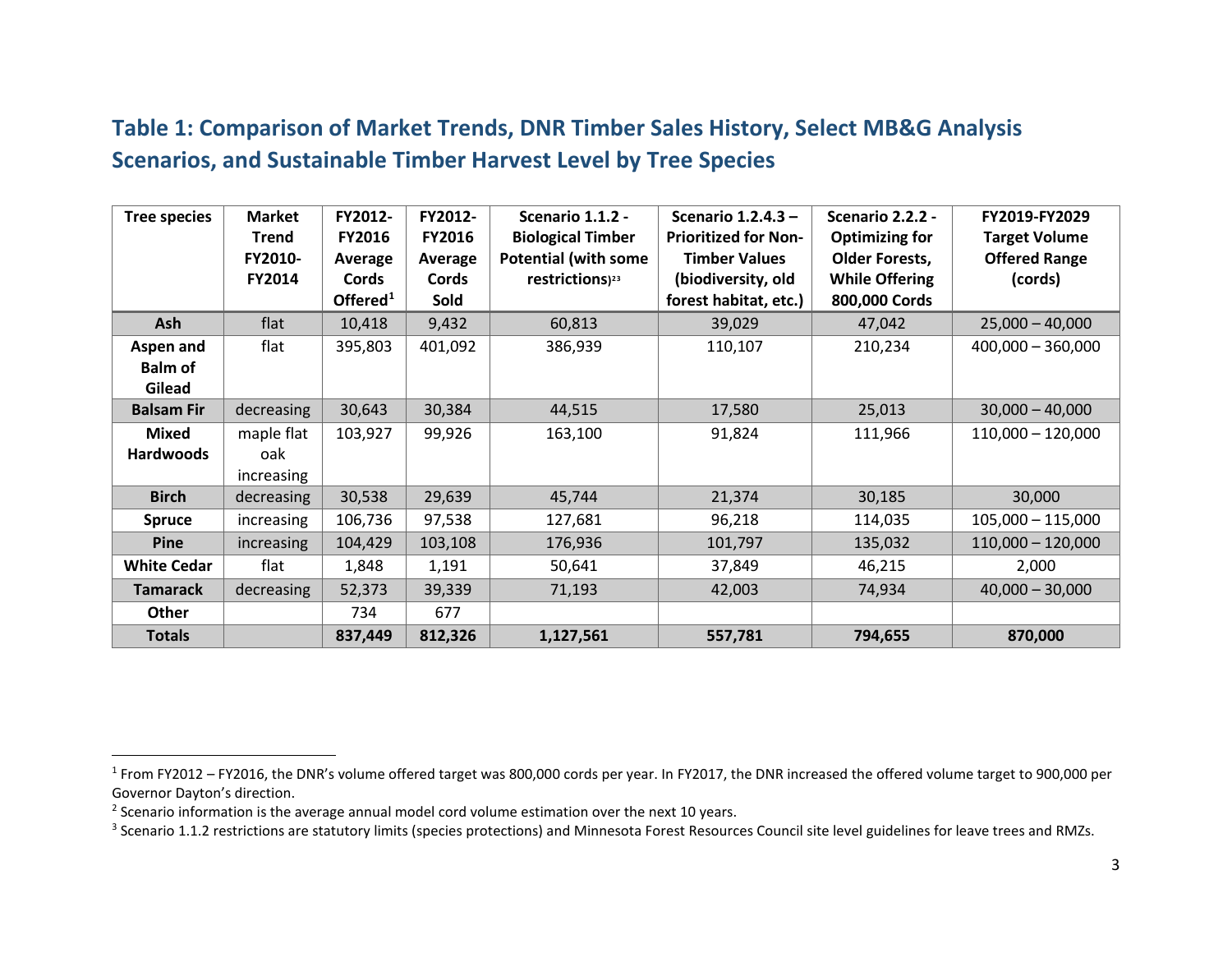## Table 1: Comparison of Market Trends, DNR Timber Sales History, Select MB&G Analysis Scenarios, and Sustainable Timber Harvest Level by Tree Species

| Tree species | Market Trend FY2010-FY2014 | FY2012-FY2016 Average Cords Offered[1] | FY2012-FY2016 Average Cords Sold | Scenario 1.1.2 - Biological Timber Potential (with some restrictions)[2 3] | Scenario 1.2.4.3 – Prioritized for Non-Timber Values (biodiversity, old forest habitat, etc.) | Scenario 2.2.2 - Optimizing for Older Forests, While Offering 800,000 Cords | FY2019-FY2029 Target Volume Offered Range (cords) |
|---|---|---|---|---|---|---|---|
| **Ash** | flat | 10,418 | 9,432 | 60,813 | 39,029 | 47,042 | 25,000 – 40,000 |
| **Aspen and Balm of Gilead** | flat | 395,803 | 401,092 | 386,939 | 110,107 | 210,234 | 400,000 – 360,000 |
| **Balsam Fir** | decreasing | 30,643 | 30,384 | 44,515 | 17,580 | 25,013 | 30,000 – 40,000 |
| **Mixed Hardwoods** | maple flat oak increasing | 103,927 | 99,926 | 163,100 | 91,824 | 111,966 | 110,000 – 120,000 |
| **Birch** | decreasing | 30,538 | 29,639 | 45,744 | 21,374 | 30,185 | 30,000 |
| **Spruce** | increasing | 106,736 | 97,538 | 127,681 | 96,218 | 114,035 | 105,000 – 115,000 |
| **Pine** | increasing | 104,429 | 103,108 | 176,936 | 101,797 | 135,032 | 110,000 – 120,000 |
| **White Cedar** | flat | 1,848 | 1,191 | 50,641 | 37,849 | 46,215 | 2,000 |
| **Tamarack** | decreasing | 52,373 | 39,339 | 71,193 | 42,003 | 74,934 | 40,000 – 30,000 |
| **Other** | | 734 | 677 | | | | |
| **Totals** | | **837,449** | **812,326** | **1,127,561** | **557,781** | **794,655** | **870,000** |

[1] From FY2012 – FY2016, the DNR's volume offered target was 800,000 cords per year. In FY2017, the DNR increased the offered volume target to 900,000 per Governor Dayton's direction.

[2] Scenario information is the average annual model cord volume estimation over the next 10 years.

[3] Scenario 1.1.2 restrictions are statutory limits (species protections) and Minnesota Forest Resources Council site level guidelines for leave trees and RMZs.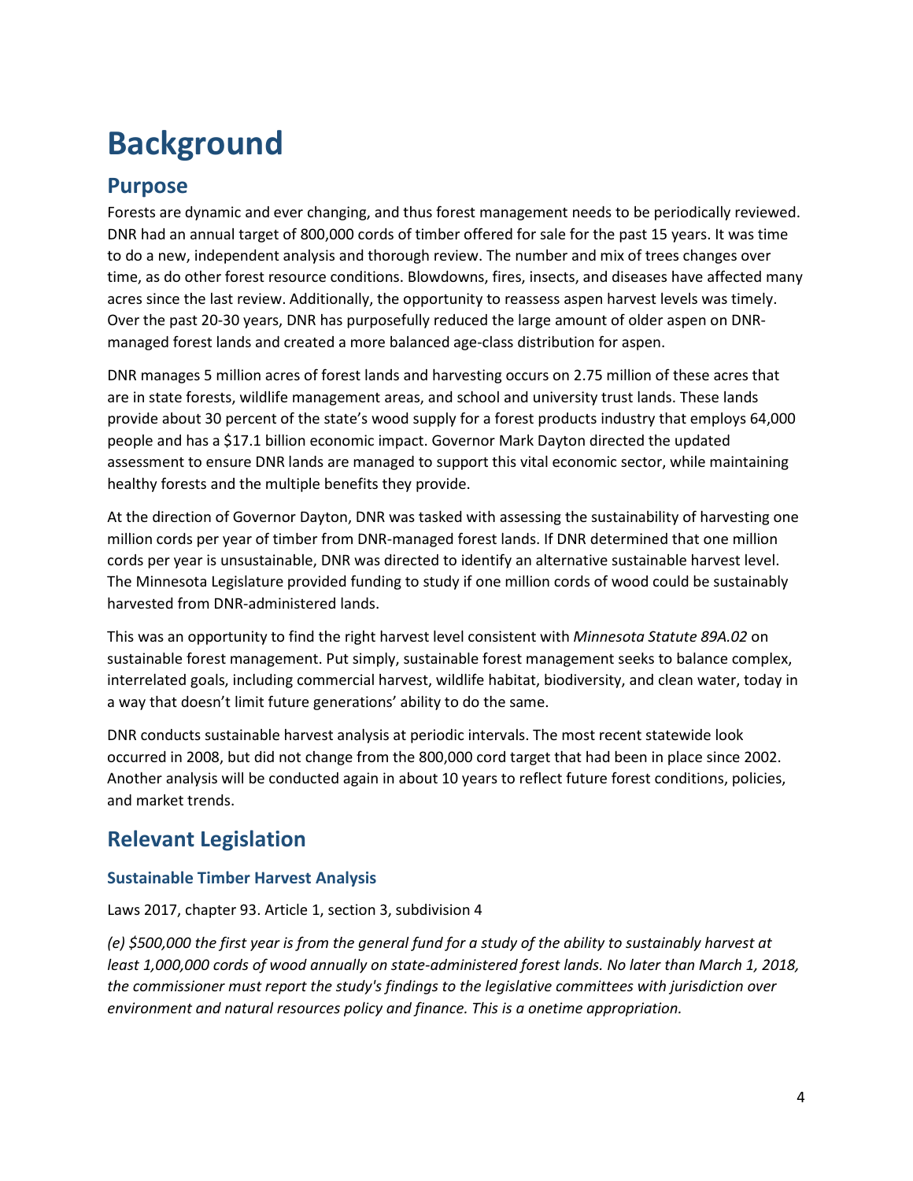# Background

## Purpose

Forests are dynamic and ever changing, and thus forest management needs to be periodically reviewed. DNR had an annual target of 800,000 cords of timber offered for sale for the past 15 years. It was time to do a new, independent analysis and thorough review. The number and mix of trees changes over time, as do other forest resource conditions. Blowdowns, fires, insects, and diseases have affected many acres since the last review. Additionally, the opportunity to reassess aspen harvest levels was timely. Over the past 20-30 years, DNR has purposefully reduced the large amount of older aspen on DNR-managed forest lands and created a more balanced age-class distribution for aspen.

DNR manages 5 million acres of forest lands and harvesting occurs on 2.75 million of these acres that are in state forests, wildlife management areas, and school and university trust lands. These lands provide about 30 percent of the state's wood supply for a forest products industry that employs 64,000 people and has a $17.1 billion economic impact. Governor Mark Dayton directed the updated assessment to ensure DNR lands are managed to support this vital economic sector, while maintaining healthy forests and the multiple benefits they provide.

At the direction of Governor Dayton, DNR was tasked with assessing the sustainability of harvesting one million cords per year of timber from DNR-managed forest lands. If DNR determined that one million cords per year is unsustainable, DNR was directed to identify an alternative sustainable harvest level. The Minnesota Legislature provided funding to study if one million cords of wood could be sustainably harvested from DNR-administered lands.

This was an opportunity to find the right harvest level consistent with *Minnesota Statute 89A.02* on sustainable forest management. Put simply, sustainable forest management seeks to balance complex, interrelated goals, including commercial harvest, wildlife habitat, biodiversity, and clean water, today in a way that doesn't limit future generations' ability to do the same.

DNR conducts sustainable harvest analysis at periodic intervals. The most recent statewide look occurred in 2008, but did not change from the 800,000 cord target that had been in place since 2002. Another analysis will be conducted again in about 10 years to reflect future forest conditions, policies, and market trends.

## Relevant Legislation

### Sustainable Timber Harvest Analysis

Laws 2017, chapter 93. Article 1, section 3, subdivision 4

*(e) $500,000 the first year is from the general fund for a study of the ability to sustainably harvest at least 1,000,000 cords of wood annually on state-administered forest lands. No later than March 1, 2018, the commissioner must report the study's findings to the legislative committees with jurisdiction over environment and natural resources policy and finance. This is a onetime appropriation.*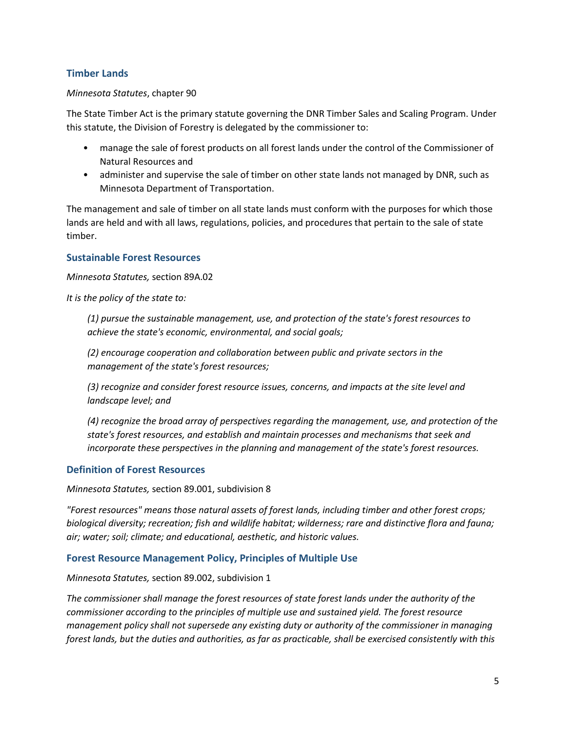## Timber Lands

*Minnesota Statutes*, chapter 90

The State Timber Act is the primary statute governing the DNR Timber Sales and Scaling Program. Under this statute, the Division of Forestry is delegated by the commissioner to:

- manage the sale of forest products on all forest lands under the control of the Commissioner of Natural Resources and
- administer and supervise the sale of timber on other state lands not managed by DNR, such as Minnesota Department of Transportation.

The management and sale of timber on all state lands must conform with the purposes for which those lands are held and with all laws, regulations, policies, and procedures that pertain to the sale of state timber.

## Sustainable Forest Resources

*Minnesota Statutes,* section 89A.02

*It is the policy of the state to:*

> *(1) pursue the sustainable management, use, and protection of the state's forest resources to achieve the state's economic, environmental, and social goals;*
>
> *(2) encourage cooperation and collaboration between public and private sectors in the management of the state's forest resources;*
>
> *(3) recognize and consider forest resource issues, concerns, and impacts at the site level and landscape level; and*
>
> *(4) recognize the broad array of perspectives regarding the management, use, and protection of the state's forest resources, and establish and maintain processes and mechanisms that seek and incorporate these perspectives in the planning and management of the state's forest resources.*

## Definition of Forest Resources

*Minnesota Statutes,* section 89.001, subdivision 8

*"Forest resources" means those natural assets of forest lands, including timber and other forest crops; biological diversity; recreation; fish and wildlife habitat; wilderness; rare and distinctive flora and fauna; air; water; soil; climate; and educational, aesthetic, and historic values.*

## Forest Resource Management Policy, Principles of Multiple Use

*Minnesota Statutes,* section 89.002, subdivision 1

*The commissioner shall manage the forest resources of state forest lands under the authority of the commissioner according to the principles of multiple use and sustained yield. The forest resource management policy shall not supersede any existing duty or authority of the commissioner in managing forest lands, but the duties and authorities, as far as practicable, shall be exercised consistently with this*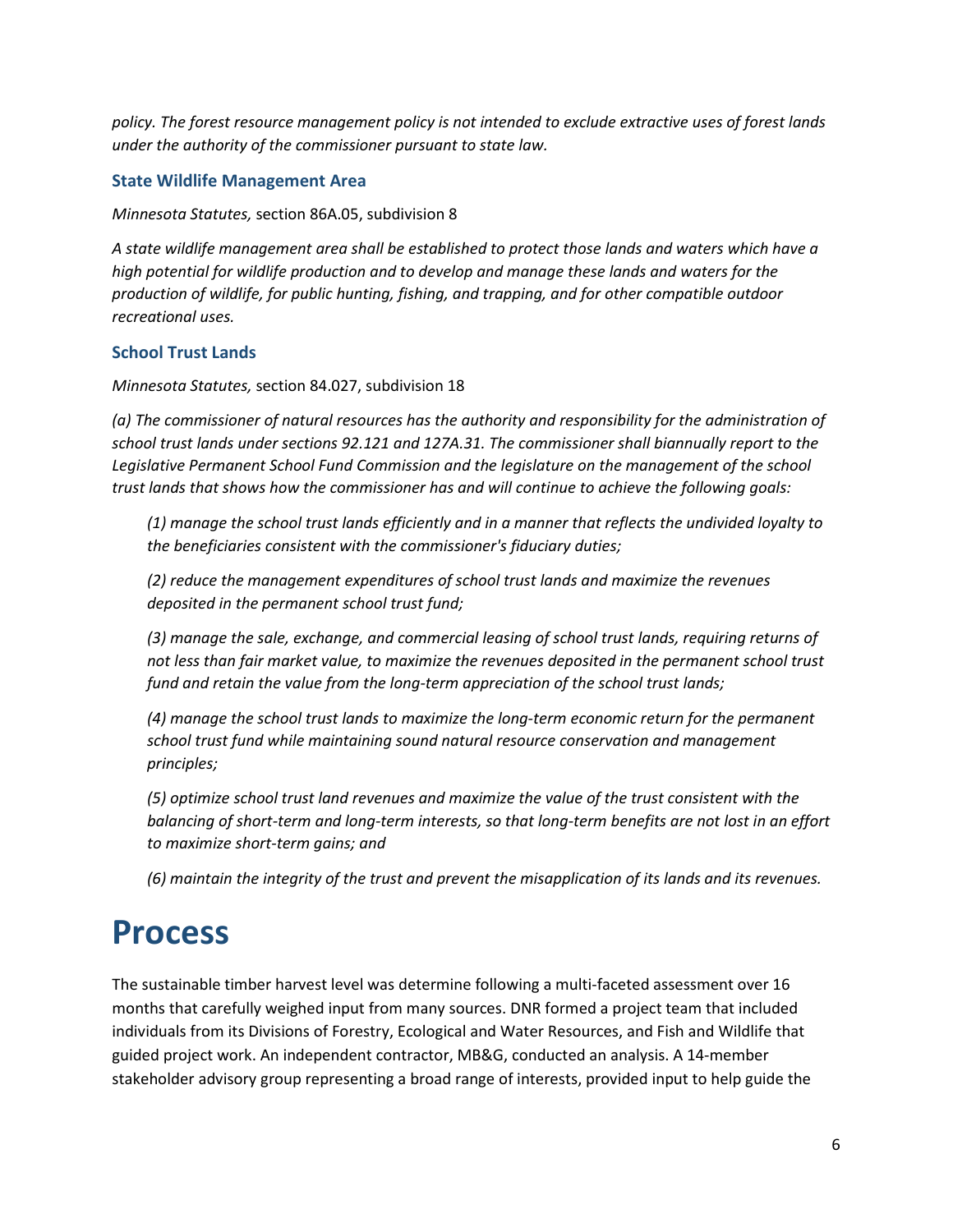*policy. The forest resource management policy is not intended to exclude extractive uses of forest lands under the authority of the commissioner pursuant to state law.*

### State Wildlife Management Area

*Minnesota Statutes,* section 86A.05, subdivision 8

*A state wildlife management area shall be established to protect those lands and waters which have a high potential for wildlife production and to develop and manage these lands and waters for the production of wildlife, for public hunting, fishing, and trapping, and for other compatible outdoor recreational uses.*

### School Trust Lands

*Minnesota Statutes,* section 84.027, subdivision 18

*(a) The commissioner of natural resources has the authority and responsibility for the administration of school trust lands under sections 92.121 and 127A.31. The commissioner shall biannually report to the Legislative Permanent School Fund Commission and the legislature on the management of the school trust lands that shows how the commissioner has and will continue to achieve the following goals:*

> *(1) manage the school trust lands efficiently and in a manner that reflects the undivided loyalty to the beneficiaries consistent with the commissioner's fiduciary duties;*
>
> *(2) reduce the management expenditures of school trust lands and maximize the revenues deposited in the permanent school trust fund;*
>
> *(3) manage the sale, exchange, and commercial leasing of school trust lands, requiring returns of not less than fair market value, to maximize the revenues deposited in the permanent school trust fund and retain the value from the long-term appreciation of the school trust lands;*
>
> *(4) manage the school trust lands to maximize the long-term economic return for the permanent school trust fund while maintaining sound natural resource conservation and management principles;*
>
> *(5) optimize school trust land revenues and maximize the value of the trust consistent with the balancing of short-term and long-term interests, so that long-term benefits are not lost in an effort to maximize short-term gains; and*
>
> *(6) maintain the integrity of the trust and prevent the misapplication of its lands and its revenues.*

# Process

The sustainable timber harvest level was determine following a multi-faceted assessment over 16 months that carefully weighed input from many sources. DNR formed a project team that included individuals from its Divisions of Forestry, Ecological and Water Resources, and Fish and Wildlife that guided project work. An independent contractor, MB&G, conducted an analysis. A 14-member stakeholder advisory group representing a broad range of interests, provided input to help guide the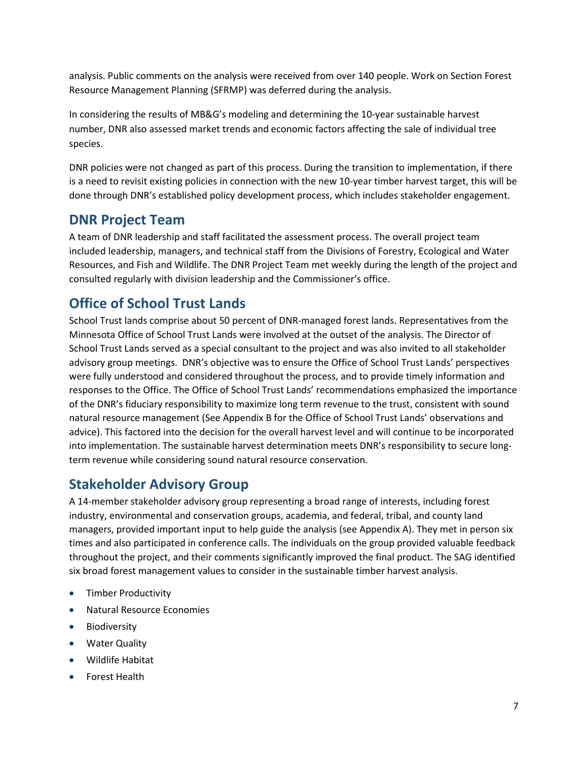analysis. Public comments on the analysis were received from over 140 people. Work on Section Forest Resource Management Planning (SFRMP) was deferred during the analysis.

In considering the results of MB&G's modeling and determining the 10-year sustainable harvest number, DNR also assessed market trends and economic factors affecting the sale of individual tree species.

DNR policies were not changed as part of this process. During the transition to implementation, if there is a need to revisit existing policies in connection with the new 10-year timber harvest target, this will be done through DNR's established policy development process, which includes stakeholder engagement.

## DNR Project Team

A team of DNR leadership and staff facilitated the assessment process. The overall project team included leadership, managers, and technical staff from the Divisions of Forestry, Ecological and Water Resources, and Fish and Wildlife. The DNR Project Team met weekly during the length of the project and consulted regularly with division leadership and the Commissioner's office.

## Office of School Trust Lands

School Trust lands comprise about 50 percent of DNR-managed forest lands. Representatives from the Minnesota Office of School Trust Lands were involved at the outset of the analysis. The Director of School Trust Lands served as a special consultant to the project and was also invited to all stakeholder advisory group meetings. DNR's objective was to ensure the Office of School Trust Lands' perspectives were fully understood and considered throughout the process, and to provide timely information and responses to the Office. The Office of School Trust Lands' recommendations emphasized the importance of the DNR's fiduciary responsibility to maximize long term revenue to the trust, consistent with sound natural resource management (See Appendix B for the Office of School Trust Lands' observations and advice). This factored into the decision for the overall harvest level and will continue to be incorporated into implementation. The sustainable harvest determination meets DNR's responsibility to secure long-term revenue while considering sound natural resource conservation.

## Stakeholder Advisory Group

A 14-member stakeholder advisory group representing a broad range of interests, including forest industry, environmental and conservation groups, academia, and federal, tribal, and county land managers, provided important input to help guide the analysis (see Appendix A). They met in person six times and also participated in conference calls. The individuals on the group provided valuable feedback throughout the project, and their comments significantly improved the final product. The SAG identified six broad forest management values to consider in the sustainable timber harvest analysis.

- Timber Productivity
- Natural Resource Economies
- Biodiversity
- Water Quality
- Wildlife Habitat
- Forest Health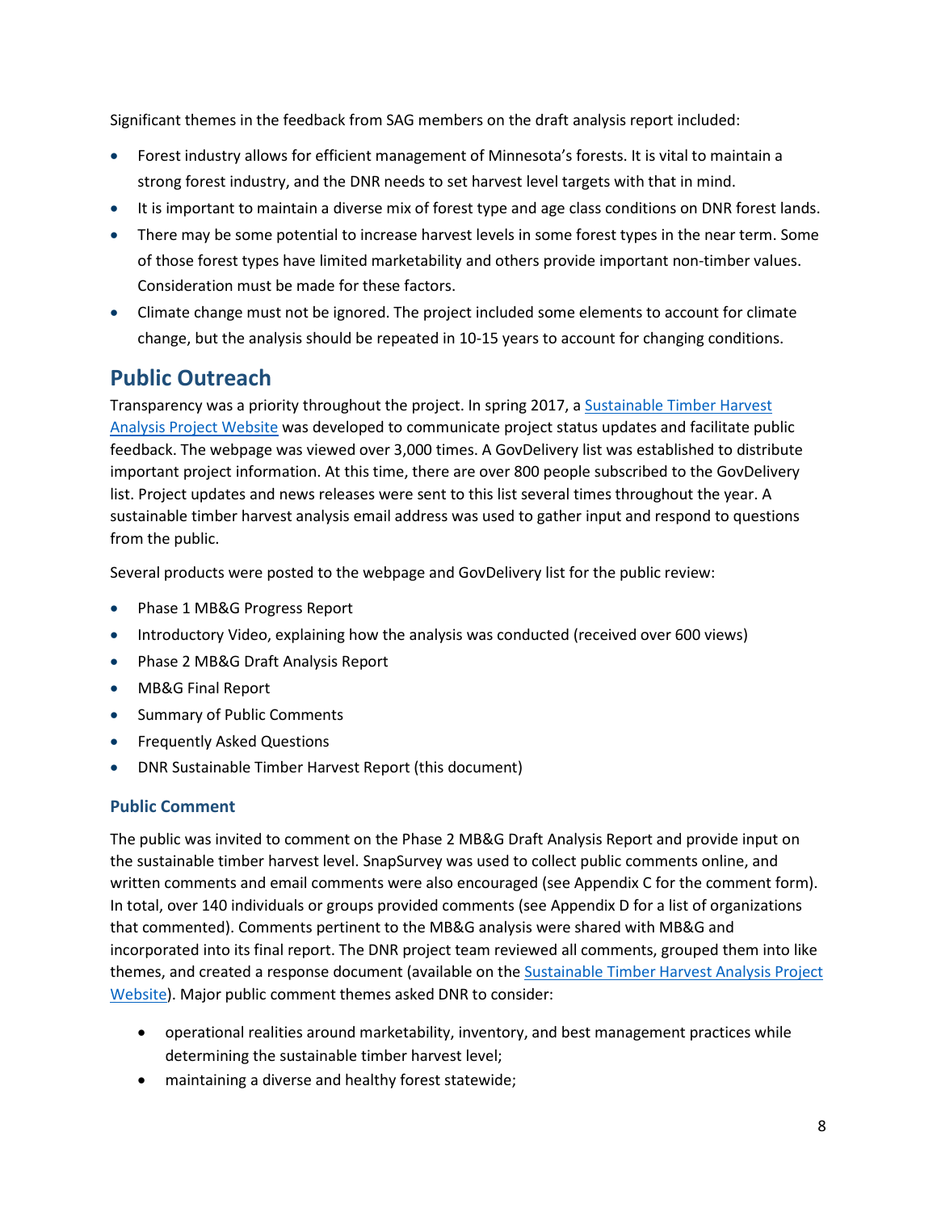Significant themes in the feedback from SAG members on the draft analysis report included:

- Forest industry allows for efficient management of Minnesota's forests. It is vital to maintain a strong forest industry, and the DNR needs to set harvest level targets with that in mind.
- It is important to maintain a diverse mix of forest type and age class conditions on DNR forest lands.
- There may be some potential to increase harvest levels in some forest types in the near term. Some of those forest types have limited marketability and others provide important non-timber values. Consideration must be made for these factors.
- Climate change must not be ignored. The project included some elements to account for climate change, but the analysis should be repeated in 10-15 years to account for changing conditions.

## Public Outreach

Transparency was a priority throughout the project. In spring 2017, a Sustainable Timber Harvest Analysis Project Website was developed to communicate project status updates and facilitate public feedback. The webpage was viewed over 3,000 times. A GovDelivery list was established to distribute important project information. At this time, there are over 800 people subscribed to the GovDelivery list. Project updates and news releases were sent to this list several times throughout the year. A sustainable timber harvest analysis email address was used to gather input and respond to questions from the public.

Several products were posted to the webpage and GovDelivery list for the public review:

- Phase 1 MB&G Progress Report
- Introductory Video, explaining how the analysis was conducted (received over 600 views)
- Phase 2 MB&G Draft Analysis Report
- MB&G Final Report
- Summary of Public Comments
- Frequently Asked Questions
- DNR Sustainable Timber Harvest Report (this document)

### Public Comment

The public was invited to comment on the Phase 2 MB&G Draft Analysis Report and provide input on the sustainable timber harvest level. SnapSurvey was used to collect public comments online, and written comments and email comments were also encouraged (see Appendix C for the comment form). In total, over 140 individuals or groups provided comments (see Appendix D for a list of organizations that commented). Comments pertinent to the MB&G analysis were shared with MB&G and incorporated into its final report. The DNR project team reviewed all comments, grouped them into like themes, and created a response document (available on the Sustainable Timber Harvest Analysis Project Website). Major public comment themes asked DNR to consider:

- operational realities around marketability, inventory, and best management practices while determining the sustainable timber harvest level;
- maintaining a diverse and healthy forest statewide;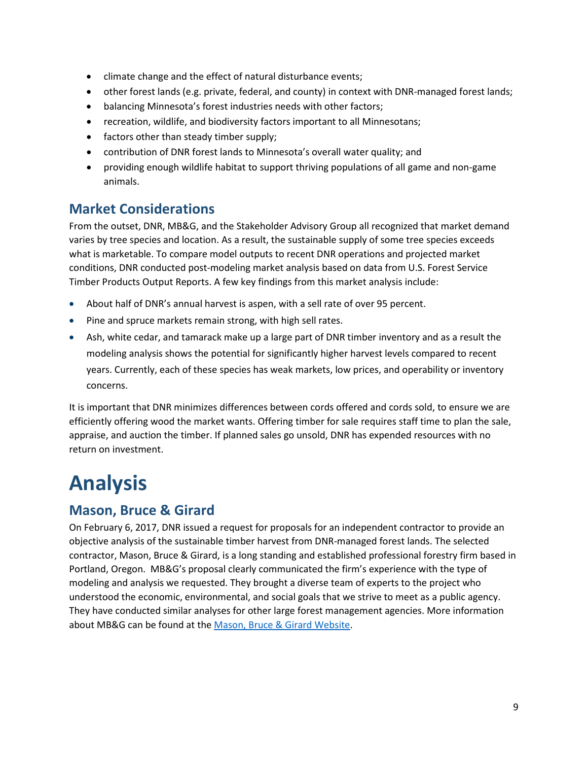- climate change and the effect of natural disturbance events;
- other forest lands (e.g. private, federal, and county) in context with DNR-managed forest lands;
- balancing Minnesota's forest industries needs with other factors;
- recreation, wildlife, and biodiversity factors important to all Minnesotans;
- factors other than steady timber supply;
- contribution of DNR forest lands to Minnesota's overall water quality; and
- providing enough wildlife habitat to support thriving populations of all game and non-game animals.

## Market Considerations

From the outset, DNR, MB&G, and the Stakeholder Advisory Group all recognized that market demand varies by tree species and location. As a result, the sustainable supply of some tree species exceeds what is marketable. To compare model outputs to recent DNR operations and projected market conditions, DNR conducted post-modeling market analysis based on data from U.S. Forest Service Timber Products Output Reports. A few key findings from this market analysis include:

- About half of DNR's annual harvest is aspen, with a sell rate of over 95 percent.
- Pine and spruce markets remain strong, with high sell rates.
- Ash, white cedar, and tamarack make up a large part of DNR timber inventory and as a result the modeling analysis shows the potential for significantly higher harvest levels compared to recent years. Currently, each of these species has weak markets, low prices, and operability or inventory concerns.

It is important that DNR minimizes differences between cords offered and cords sold, to ensure we are efficiently offering wood the market wants. Offering timber for sale requires staff time to plan the sale, appraise, and auction the timber. If planned sales go unsold, DNR has expended resources with no return on investment.

# Analysis

## Mason, Bruce & Girard

On February 6, 2017, DNR issued a request for proposals for an independent contractor to provide an objective analysis of the sustainable timber harvest from DNR-managed forest lands. The selected contractor, Mason, Bruce & Girard, is a long standing and established professional forestry firm based in Portland, Oregon. MB&G's proposal clearly communicated the firm's experience with the type of modeling and analysis we requested. They brought a diverse team of experts to the project who understood the economic, environmental, and social goals that we strive to meet as a public agency. They have conducted similar analyses for other large forest management agencies. More information about MB&G can be found at the Mason, Bruce & Girard Website.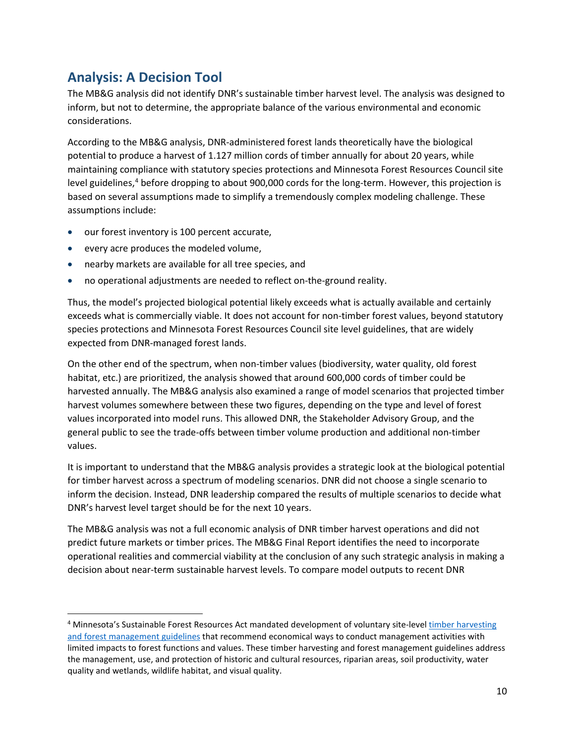## Analysis: A Decision Tool

The MB&G analysis did not identify DNR's sustainable timber harvest level. The analysis was designed to inform, but not to determine, the appropriate balance of the various environmental and economic considerations.

According to the MB&G analysis, DNR-administered forest lands theoretically have the biological potential to produce a harvest of 1.127 million cords of timber annually for about 20 years, while maintaining compliance with statutory species protections and Minnesota Forest Resources Council site level guidelines,[4] before dropping to about 900,000 cords for the long-term. However, this projection is based on several assumptions made to simplify a tremendously complex modeling challenge. These assumptions include:

- our forest inventory is 100 percent accurate,
- every acre produces the modeled volume,
- nearby markets are available for all tree species, and
- no operational adjustments are needed to reflect on-the-ground reality.

Thus, the model's projected biological potential likely exceeds what is actually available and certainly exceeds what is commercially viable. It does not account for non-timber forest values, beyond statutory species protections and Minnesota Forest Resources Council site level guidelines, that are widely expected from DNR-managed forest lands.

On the other end of the spectrum, when non-timber values (biodiversity, water quality, old forest habitat, etc.) are prioritized, the analysis showed that around 600,000 cords of timber could be harvested annually. The MB&G analysis also examined a range of model scenarios that projected timber harvest volumes somewhere between these two figures, depending on the type and level of forest values incorporated into model runs. This allowed DNR, the Stakeholder Advisory Group, and the general public to see the trade-offs between timber volume production and additional non-timber values.

It is important to understand that the MB&G analysis provides a strategic look at the biological potential for timber harvest across a spectrum of modeling scenarios. DNR did not choose a single scenario to inform the decision. Instead, DNR leadership compared the results of multiple scenarios to decide what DNR's harvest level target should be for the next 10 years.

The MB&G analysis was not a full economic analysis of DNR timber harvest operations and did not predict future markets or timber prices. The MB&G Final Report identifies the need to incorporate operational realities and commercial viability at the conclusion of any such strategic analysis in making a decision about near-term sustainable harvest levels. To compare model outputs to recent DNR

---

[4] Minnesota's Sustainable Forest Resources Act mandated development of voluntary site-level timber harvesting and forest management guidelines that recommend economical ways to conduct management activities with limited impacts to forest functions and values. These timber harvesting and forest management guidelines address the management, use, and protection of historic and cultural resources, riparian areas, soil productivity, water quality and wetlands, wildlife habitat, and visual quality.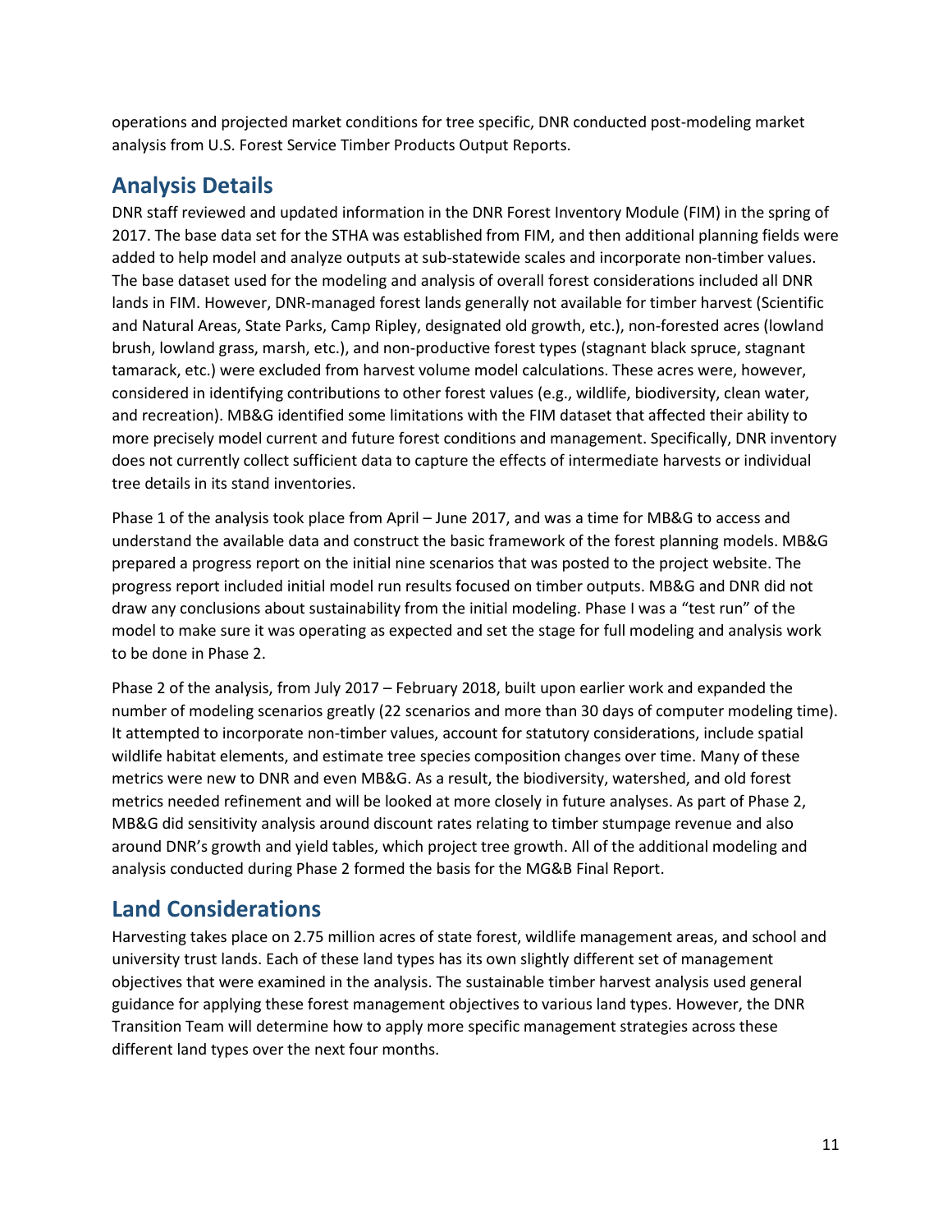operations and projected market conditions for tree specific, DNR conducted post-modeling market analysis from U.S. Forest Service Timber Products Output Reports.

## Analysis Details

DNR staff reviewed and updated information in the DNR Forest Inventory Module (FIM) in the spring of 2017. The base data set for the STHA was established from FIM, and then additional planning fields were added to help model and analyze outputs at sub-statewide scales and incorporate non-timber values. The base dataset used for the modeling and analysis of overall forest considerations included all DNR lands in FIM. However, DNR-managed forest lands generally not available for timber harvest (Scientific and Natural Areas, State Parks, Camp Ripley, designated old growth, etc.), non-forested acres (lowland brush, lowland grass, marsh, etc.), and non-productive forest types (stagnant black spruce, stagnant tamarack, etc.) were excluded from harvest volume model calculations. These acres were, however, considered in identifying contributions to other forest values (e.g., wildlife, biodiversity, clean water, and recreation). MB&G identified some limitations with the FIM dataset that affected their ability to more precisely model current and future forest conditions and management. Specifically, DNR inventory does not currently collect sufficient data to capture the effects of intermediate harvests or individual tree details in its stand inventories.

Phase 1 of the analysis took place from April – June 2017, and was a time for MB&G to access and understand the available data and construct the basic framework of the forest planning models. MB&G prepared a progress report on the initial nine scenarios that was posted to the project website. The progress report included initial model run results focused on timber outputs. MB&G and DNR did not draw any conclusions about sustainability from the initial modeling. Phase I was a "test run" of the model to make sure it was operating as expected and set the stage for full modeling and analysis work to be done in Phase 2.

Phase 2 of the analysis, from July 2017 – February 2018, built upon earlier work and expanded the number of modeling scenarios greatly (22 scenarios and more than 30 days of computer modeling time). It attempted to incorporate non-timber values, account for statutory considerations, include spatial wildlife habitat elements, and estimate tree species composition changes over time. Many of these metrics were new to DNR and even MB&G. As a result, the biodiversity, watershed, and old forest metrics needed refinement and will be looked at more closely in future analyses. As part of Phase 2, MB&G did sensitivity analysis around discount rates relating to timber stumpage revenue and also around DNR's growth and yield tables, which project tree growth. All of the additional modeling and analysis conducted during Phase 2 formed the basis for the MG&B Final Report.

## Land Considerations

Harvesting takes place on 2.75 million acres of state forest, wildlife management areas, and school and university trust lands. Each of these land types has its own slightly different set of management objectives that were examined in the analysis. The sustainable timber harvest analysis used general guidance for applying these forest management objectives to various land types. However, the DNR Transition Team will determine how to apply more specific management strategies across these different land types over the next four months.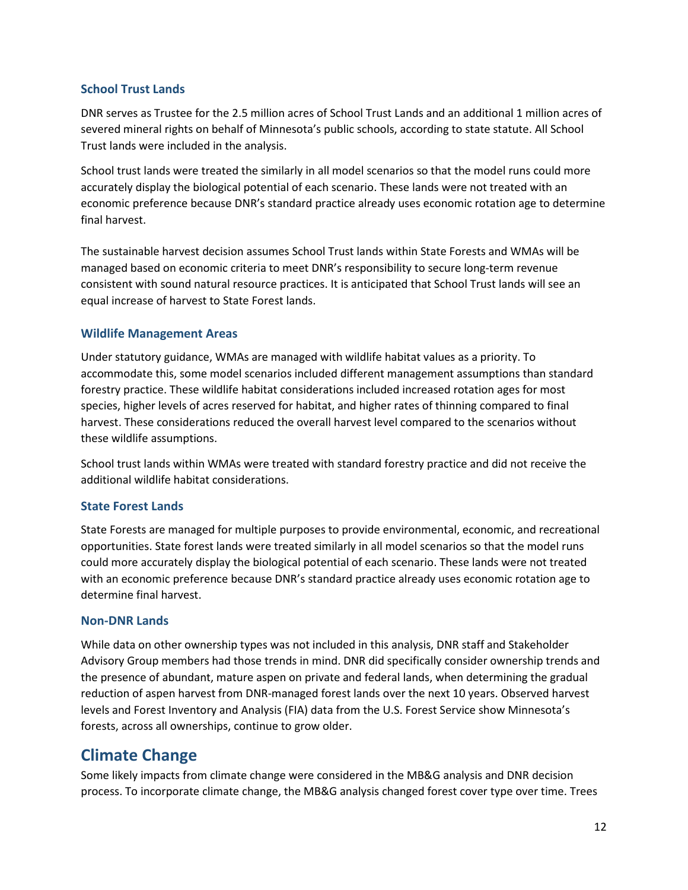### School Trust Lands

DNR serves as Trustee for the 2.5 million acres of School Trust Lands and an additional 1 million acres of severed mineral rights on behalf of Minnesota's public schools, according to state statute. All School Trust lands were included in the analysis.

School trust lands were treated the similarly in all model scenarios so that the model runs could more accurately display the biological potential of each scenario. These lands were not treated with an economic preference because DNR's standard practice already uses economic rotation age to determine final harvest.

The sustainable harvest decision assumes School Trust lands within State Forests and WMAs will be managed based on economic criteria to meet DNR's responsibility to secure long-term revenue consistent with sound natural resource practices. It is anticipated that School Trust lands will see an equal increase of harvest to State Forest lands.

### Wildlife Management Areas

Under statutory guidance, WMAs are managed with wildlife habitat values as a priority. To accommodate this, some model scenarios included different management assumptions than standard forestry practice. These wildlife habitat considerations included increased rotation ages for most species, higher levels of acres reserved for habitat, and higher rates of thinning compared to final harvest. These considerations reduced the overall harvest level compared to the scenarios without these wildlife assumptions.

School trust lands within WMAs were treated with standard forestry practice and did not receive the additional wildlife habitat considerations.

### State Forest Lands

State Forests are managed for multiple purposes to provide environmental, economic, and recreational opportunities. State forest lands were treated similarly in all model scenarios so that the model runs could more accurately display the biological potential of each scenario. These lands were not treated with an economic preference because DNR's standard practice already uses economic rotation age to determine final harvest.

### Non-DNR Lands

While data on other ownership types was not included in this analysis, DNR staff and Stakeholder Advisory Group members had those trends in mind. DNR did specifically consider ownership trends and the presence of abundant, mature aspen on private and federal lands, when determining the gradual reduction of aspen harvest from DNR-managed forest lands over the next 10 years. Observed harvest levels and Forest Inventory and Analysis (FIA) data from the U.S. Forest Service show Minnesota's forests, across all ownerships, continue to grow older.

## Climate Change

Some likely impacts from climate change were considered in the MB&G analysis and DNR decision process. To incorporate climate change, the MB&G analysis changed forest cover type over time. Trees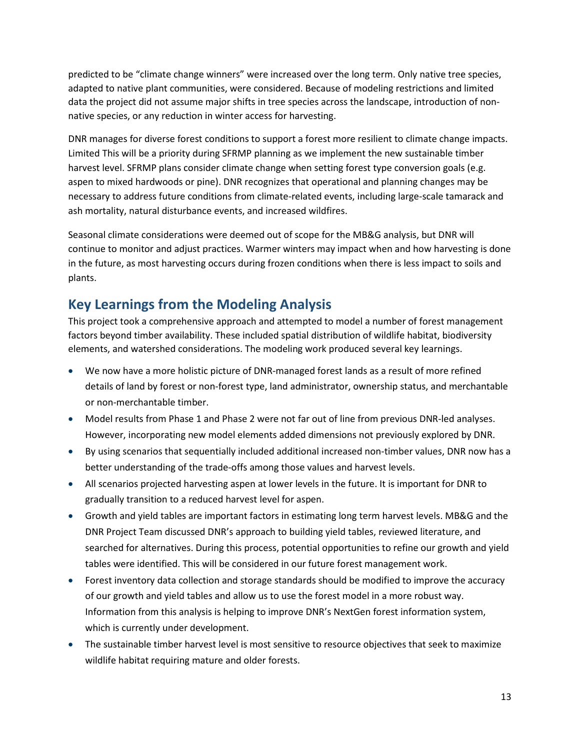predicted to be "climate change winners" were increased over the long term. Only native tree species, adapted to native plant communities, were considered. Because of modeling restrictions and limited data the project did not assume major shifts in tree species across the landscape, introduction of non-native species, or any reduction in winter access for harvesting.

DNR manages for diverse forest conditions to support a forest more resilient to climate change impacts. Limited This will be a priority during SFRMP planning as we implement the new sustainable timber harvest level. SFRMP plans consider climate change when setting forest type conversion goals (e.g. aspen to mixed hardwoods or pine). DNR recognizes that operational and planning changes may be necessary to address future conditions from climate-related events, including large-scale tamarack and ash mortality, natural disturbance events, and increased wildfires.

Seasonal climate considerations were deemed out of scope for the MB&G analysis, but DNR will continue to monitor and adjust practices. Warmer winters may impact when and how harvesting is done in the future, as most harvesting occurs during frozen conditions when there is less impact to soils and plants.

## Key Learnings from the Modeling Analysis

This project took a comprehensive approach and attempted to model a number of forest management factors beyond timber availability. These included spatial distribution of wildlife habitat, biodiversity elements, and watershed considerations. The modeling work produced several key learnings.

- We now have a more holistic picture of DNR-managed forest lands as a result of more refined details of land by forest or non-forest type, land administrator, ownership status, and merchantable or non-merchantable timber.
- Model results from Phase 1 and Phase 2 were not far out of line from previous DNR-led analyses. However, incorporating new model elements added dimensions not previously explored by DNR.
- By using scenarios that sequentially included additional increased non-timber values, DNR now has a better understanding of the trade-offs among those values and harvest levels.
- All scenarios projected harvesting aspen at lower levels in the future. It is important for DNR to gradually transition to a reduced harvest level for aspen.
- Growth and yield tables are important factors in estimating long term harvest levels. MB&G and the DNR Project Team discussed DNR's approach to building yield tables, reviewed literature, and searched for alternatives. During this process, potential opportunities to refine our growth and yield tables were identified. This will be considered in our future forest management work.
- Forest inventory data collection and storage standards should be modified to improve the accuracy of our growth and yield tables and allow us to use the forest model in a more robust way. Information from this analysis is helping to improve DNR's NextGen forest information system, which is currently under development.
- The sustainable timber harvest level is most sensitive to resource objectives that seek to maximize wildlife habitat requiring mature and older forests.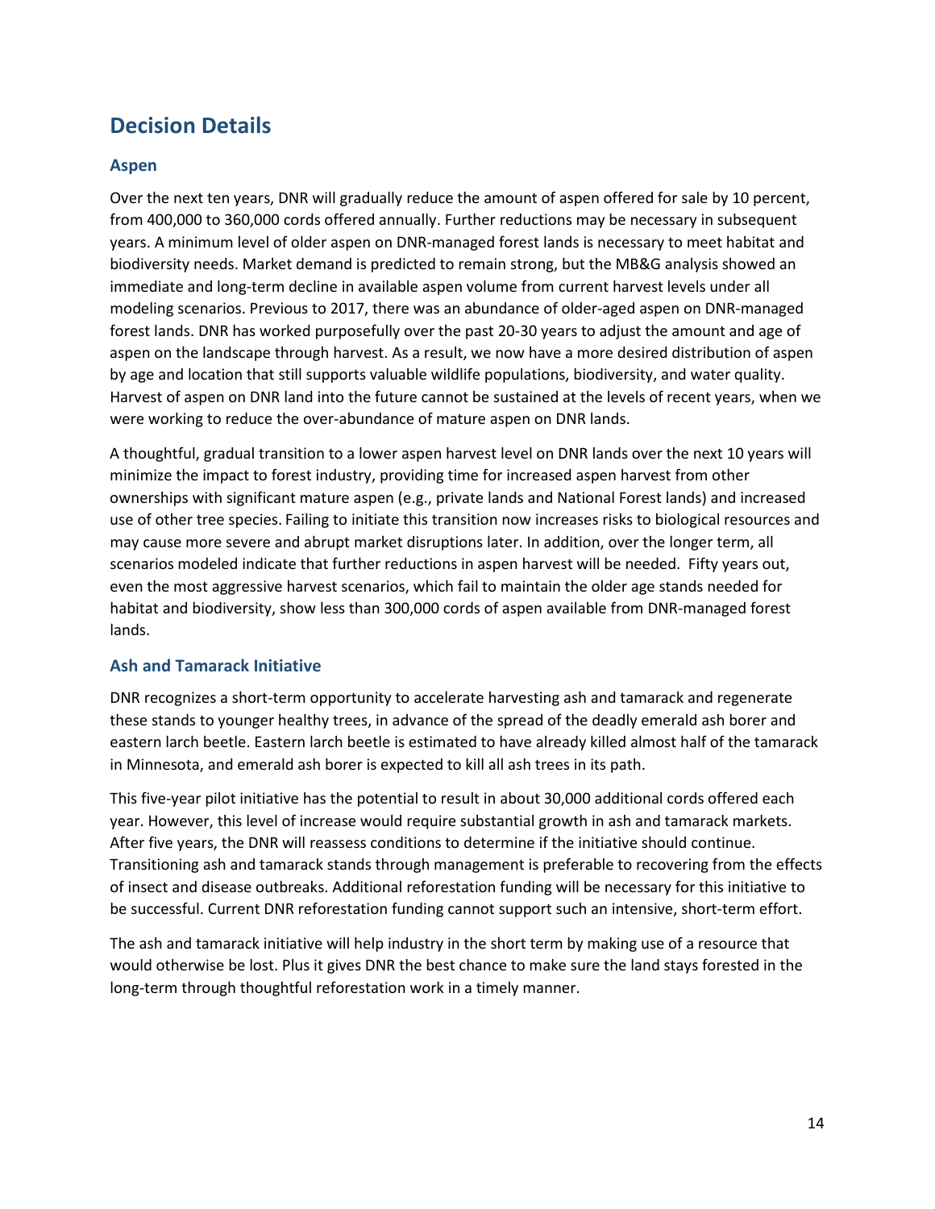## Decision Details

### Aspen

Over the next ten years, DNR will gradually reduce the amount of aspen offered for sale by 10 percent, from 400,000 to 360,000 cords offered annually. Further reductions may be necessary in subsequent years. A minimum level of older aspen on DNR-managed forest lands is necessary to meet habitat and biodiversity needs. Market demand is predicted to remain strong, but the MB&G analysis showed an immediate and long-term decline in available aspen volume from current harvest levels under all modeling scenarios. Previous to 2017, there was an abundance of older-aged aspen on DNR-managed forest lands. DNR has worked purposefully over the past 20-30 years to adjust the amount and age of aspen on the landscape through harvest. As a result, we now have a more desired distribution of aspen by age and location that still supports valuable wildlife populations, biodiversity, and water quality. Harvest of aspen on DNR land into the future cannot be sustained at the levels of recent years, when we were working to reduce the over-abundance of mature aspen on DNR lands.

A thoughtful, gradual transition to a lower aspen harvest level on DNR lands over the next 10 years will minimize the impact to forest industry, providing time for increased aspen harvest from other ownerships with significant mature aspen (e.g., private lands and National Forest lands) and increased use of other tree species. Failing to initiate this transition now increases risks to biological resources and may cause more severe and abrupt market disruptions later. In addition, over the longer term, all scenarios modeled indicate that further reductions in aspen harvest will be needed. Fifty years out, even the most aggressive harvest scenarios, which fail to maintain the older age stands needed for habitat and biodiversity, show less than 300,000 cords of aspen available from DNR-managed forest lands.

### Ash and Tamarack Initiative

DNR recognizes a short-term opportunity to accelerate harvesting ash and tamarack and regenerate these stands to younger healthy trees, in advance of the spread of the deadly emerald ash borer and eastern larch beetle. Eastern larch beetle is estimated to have already killed almost half of the tamarack in Minnesota, and emerald ash borer is expected to kill all ash trees in its path.

This five-year pilot initiative has the potential to result in about 30,000 additional cords offered each year. However, this level of increase would require substantial growth in ash and tamarack markets. After five years, the DNR will reassess conditions to determine if the initiative should continue. Transitioning ash and tamarack stands through management is preferable to recovering from the effects of insect and disease outbreaks. Additional reforestation funding will be necessary for this initiative to be successful. Current DNR reforestation funding cannot support such an intensive, short-term effort.

The ash and tamarack initiative will help industry in the short term by making use of a resource that would otherwise be lost. Plus it gives DNR the best chance to make sure the land stays forested in the long-term through thoughtful reforestation work in a timely manner.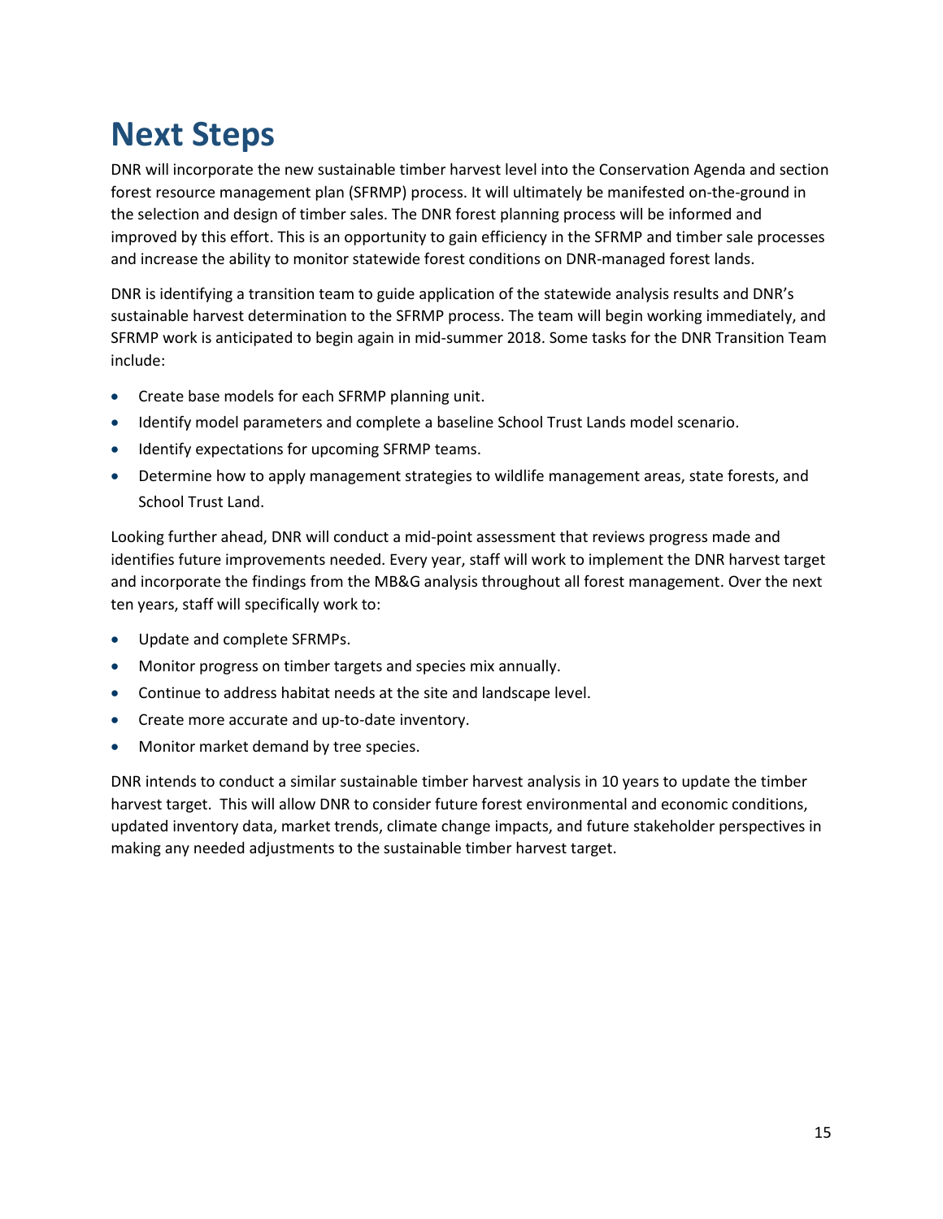# Next Steps

DNR will incorporate the new sustainable timber harvest level into the Conservation Agenda and section forest resource management plan (SFRMP) process. It will ultimately be manifested on-the-ground in the selection and design of timber sales. The DNR forest planning process will be informed and improved by this effort. This is an opportunity to gain efficiency in the SFRMP and timber sale processes and increase the ability to monitor statewide forest conditions on DNR-managed forest lands.

DNR is identifying a transition team to guide application of the statewide analysis results and DNR's sustainable harvest determination to the SFRMP process. The team will begin working immediately, and SFRMP work is anticipated to begin again in mid-summer 2018. Some tasks for the DNR Transition Team include:

- Create base models for each SFRMP planning unit.
- Identify model parameters and complete a baseline School Trust Lands model scenario.
- Identify expectations for upcoming SFRMP teams.
- Determine how to apply management strategies to wildlife management areas, state forests, and School Trust Land.

Looking further ahead, DNR will conduct a mid-point assessment that reviews progress made and identifies future improvements needed. Every year, staff will work to implement the DNR harvest target and incorporate the findings from the MB&G analysis throughout all forest management. Over the next ten years, staff will specifically work to:

- Update and complete SFRMPs.
- Monitor progress on timber targets and species mix annually.
- Continue to address habitat needs at the site and landscape level.
- Create more accurate and up-to-date inventory.
- Monitor market demand by tree species.

DNR intends to conduct a similar sustainable timber harvest analysis in 10 years to update the timber harvest target. This will allow DNR to consider future forest environmental and economic conditions, updated inventory data, market trends, climate change impacts, and future stakeholder perspectives in making any needed adjustments to the sustainable timber harvest target.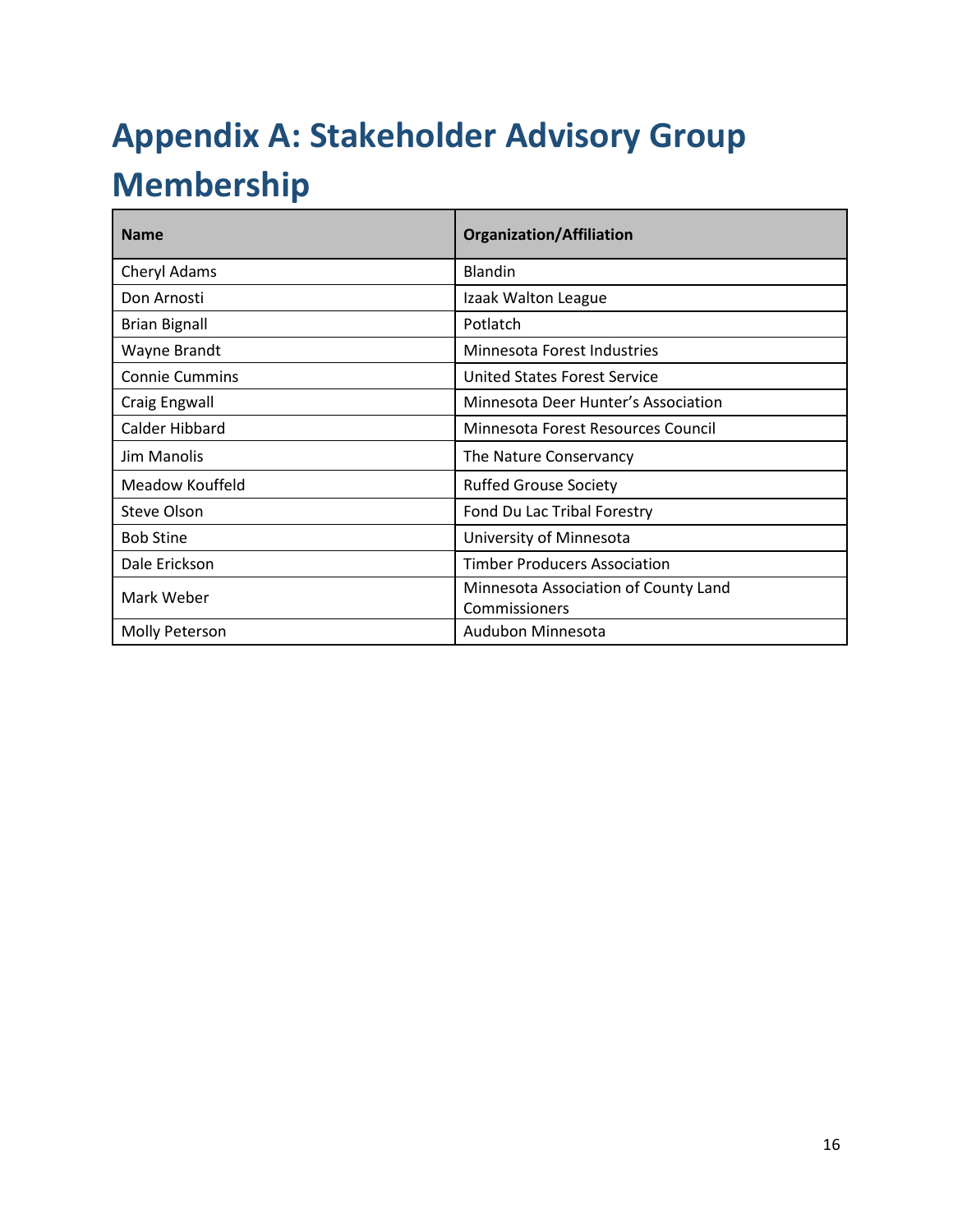# Appendix A: Stakeholder Advisory Group Membership

| Name | Organization/Affiliation |
| --- | --- |
| Cheryl Adams | Blandin |
| Don Arnosti | Izaak Walton League |
| Brian Bignall | Potlatch |
| Wayne Brandt | Minnesota Forest Industries |
| Connie Cummins | United States Forest Service |
| Craig Engwall | Minnesota Deer Hunter's Association |
| Calder Hibbard | Minnesota Forest Resources Council |
| Jim Manolis | The Nature Conservancy |
| Meadow Kouffeld | Ruffed Grouse Society |
| Steve Olson | Fond Du Lac Tribal Forestry |
| Bob Stine | University of Minnesota |
| Dale Erickson | Timber Producers Association |
| Mark Weber | Minnesota Association of County Land Commissioners |
| Molly Peterson | Audubon Minnesota |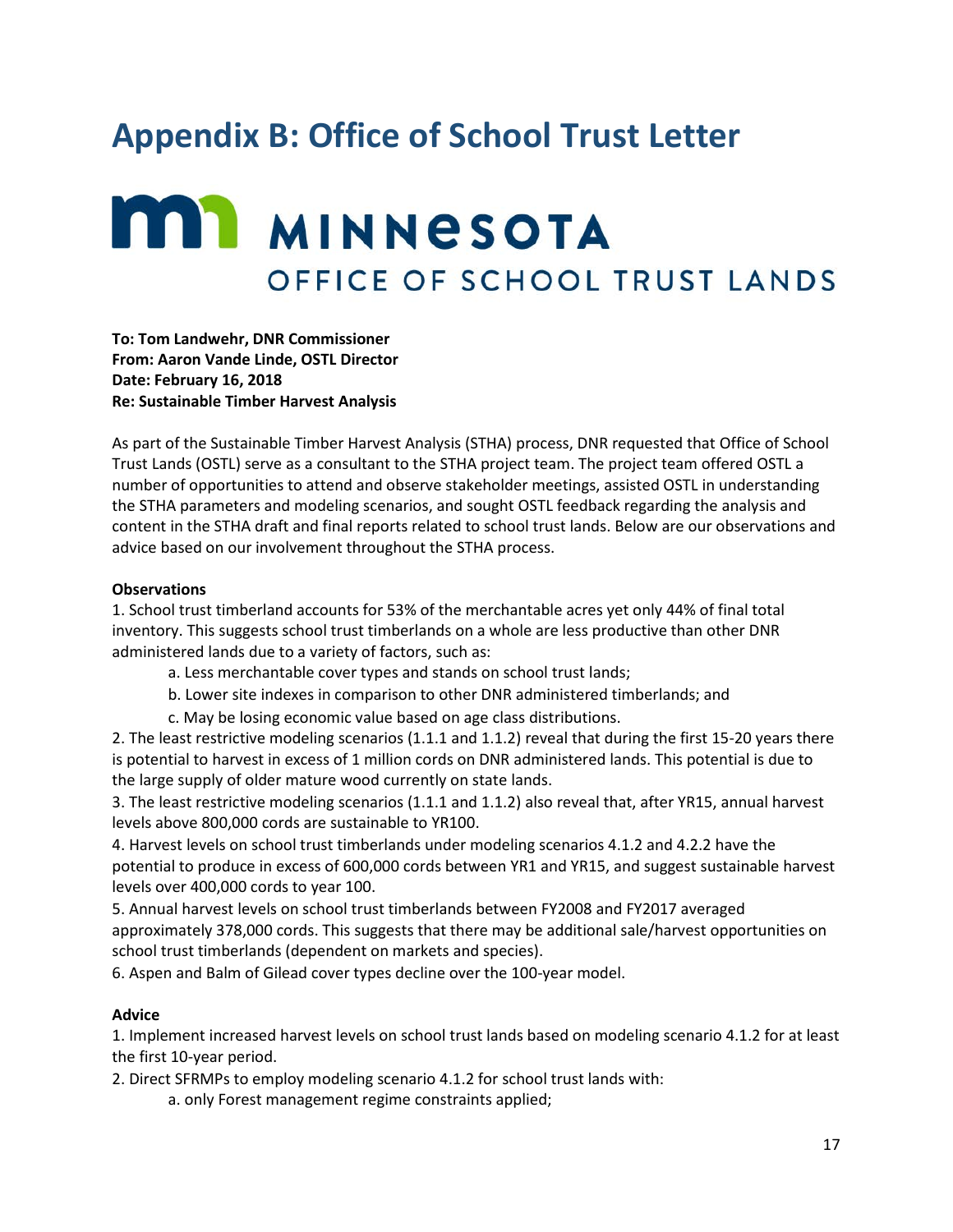# Appendix B: Office of School Trust Letter

MINNESOTA
OFFICE OF SCHOOL TRUST LANDS

**To: Tom Landwehr, DNR Commissioner**
**From: Aaron Vande Linde, OSTL Director**
**Date: February 16, 2018**
**Re: Sustainable Timber Harvest Analysis**

As part of the Sustainable Timber Harvest Analysis (STHA) process, DNR requested that Office of School Trust Lands (OSTL) serve as a consultant to the STHA project team. The project team offered OSTL a number of opportunities to attend and observe stakeholder meetings, assisted OSTL in understanding the STHA parameters and modeling scenarios, and sought OSTL feedback regarding the analysis and content in the STHA draft and final reports related to school trust lands. Below are our observations and advice based on our involvement throughout the STHA process.

**Observations**

1. School trust timberland accounts for 53% of the merchantable acres yet only 44% of final total inventory. This suggests school trust timberlands on a whole are less productive than other DNR administered lands due to a variety of factors, such as:
   a. Less merchantable cover types and stands on school trust lands;
   b. Lower site indexes in comparison to other DNR administered timberlands; and
   c. May be losing economic value based on age class distributions.
2. The least restrictive modeling scenarios (1.1.1 and 1.1.2) reveal that during the first 15-20 years there is potential to harvest in excess of 1 million cords on DNR administered lands. This potential is due to the large supply of older mature wood currently on state lands.
3. The least restrictive modeling scenarios (1.1.1 and 1.1.2) also reveal that, after YR15, annual harvest levels above 800,000 cords are sustainable to YR100.
4. Harvest levels on school trust timberlands under modeling scenarios 4.1.2 and 4.2.2 have the potential to produce in excess of 600,000 cords between YR1 and YR15, and suggest sustainable harvest levels over 400,000 cords to year 100.
5. Annual harvest levels on school trust timberlands between FY2008 and FY2017 averaged approximately 378,000 cords. This suggests that there may be additional sale/harvest opportunities on school trust timberlands (dependent on markets and species).
6. Aspen and Balm of Gilead cover types decline over the 100-year model.

**Advice**

1. Implement increased harvest levels on school trust lands based on modeling scenario 4.1.2 for at least the first 10-year period.
2. Direct SFRMPs to employ modeling scenario 4.1.2 for school trust lands with:
   a. only Forest management regime constraints applied;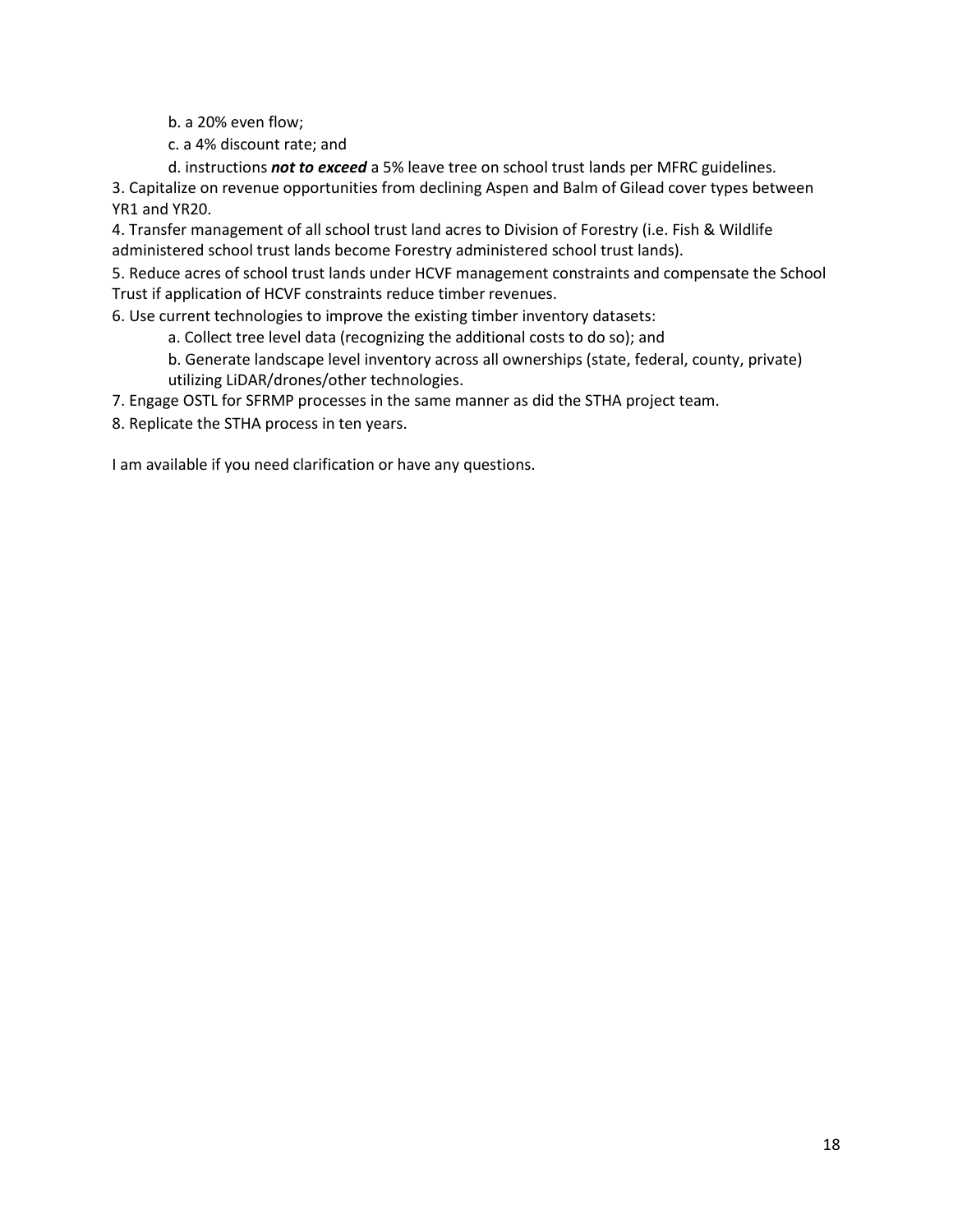b. a 20% even flow;

   c. a 4% discount rate; and

   d. instructions ***not to exceed*** a 5% leave tree on school trust lands per MFRC guidelines.

3. Capitalize on revenue opportunities from declining Aspen and Balm of Gilead cover types between YR1 and YR20.
4. Transfer management of all school trust land acres to Division of Forestry (i.e. Fish & Wildlife administered school trust lands become Forestry administered school trust lands).
5. Reduce acres of school trust lands under HCVF management constraints and compensate the School Trust if application of HCVF constraints reduce timber revenues.
6. Use current technologies to improve the existing timber inventory datasets:

   a. Collect tree level data (recognizing the additional costs to do so); and

   b. Generate landscape level inventory across all ownerships (state, federal, county, private) utilizing LiDAR/drones/other technologies.

7. Engage OSTL for SFRMP processes in the same manner as did the STHA project team.
8. Replicate the STHA process in ten years.

I am available if you need clarification or have any questions.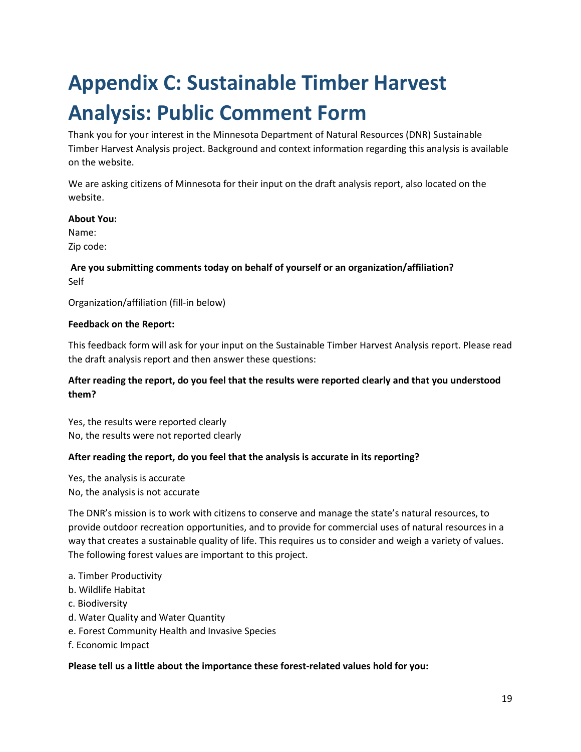# Appendix C: Sustainable Timber Harvest Analysis: Public Comment Form

Thank you for your interest in the Minnesota Department of Natural Resources (DNR) Sustainable Timber Harvest Analysis project. Background and context information regarding this analysis is available on the website.

We are asking citizens of Minnesota for their input on the draft analysis report, also located on the website.

**About You:**
Name:
Zip code:

**Are you submitting comments today on behalf of yourself or an organization/affiliation?**
Self

Organization/affiliation (fill-in below)

**Feedback on the Report:**

This feedback form will ask for your input on the Sustainable Timber Harvest Analysis report. Please read the draft analysis report and then answer these questions:

**After reading the report, do you feel that the results were reported clearly and that you understood them?**

Yes, the results were reported clearly
No, the results were not reported clearly

**After reading the report, do you feel that the analysis is accurate in its reporting?**

Yes, the analysis is accurate
No, the analysis is not accurate

The DNR's mission is to work with citizens to conserve and manage the state's natural resources, to provide outdoor recreation opportunities, and to provide for commercial uses of natural resources in a way that creates a sustainable quality of life. This requires us to consider and weigh a variety of values. The following forest values are important to this project.

a. Timber Productivity
b. Wildlife Habitat
c. Biodiversity
d. Water Quality and Water Quantity
e. Forest Community Health and Invasive Species
f. Economic Impact

**Please tell us a little about the importance these forest-related values hold for you:**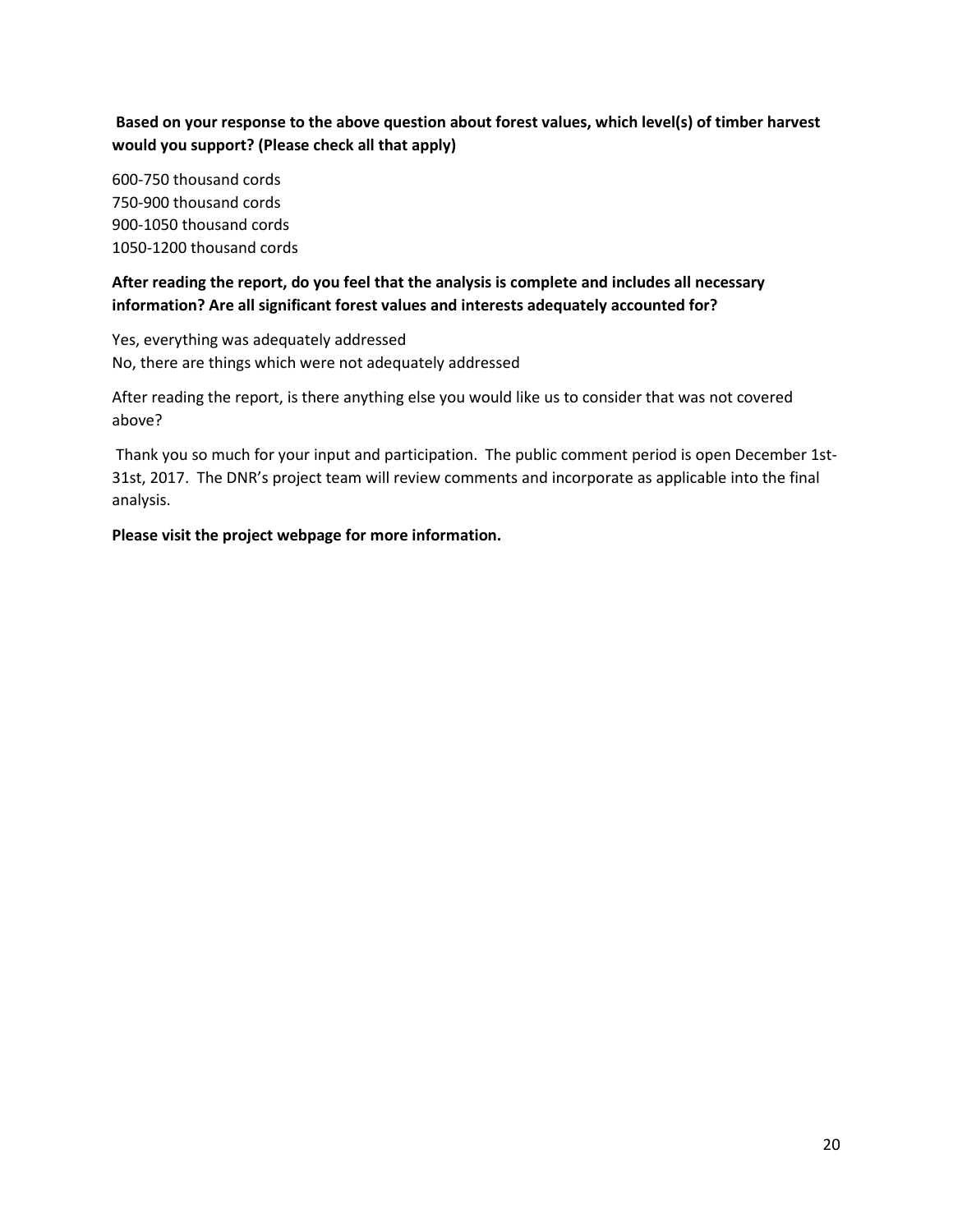**Based on your response to the above question about forest values, which level(s) of timber harvest would you support? (Please check all that apply)**

600-750 thousand cords
750-900 thousand cords
900-1050 thousand cords
1050-1200 thousand cords

**After reading the report, do you feel that the analysis is complete and includes all necessary information? Are all significant forest values and interests adequately accounted for?**

Yes, everything was adequately addressed
No, there are things which were not adequately addressed

After reading the report, is there anything else you would like us to consider that was not covered above?

Thank you so much for your input and participation. The public comment period is open December 1st-31st, 2017. The DNR's project team will review comments and incorporate as applicable into the final analysis.

**Please visit the project webpage for more information.**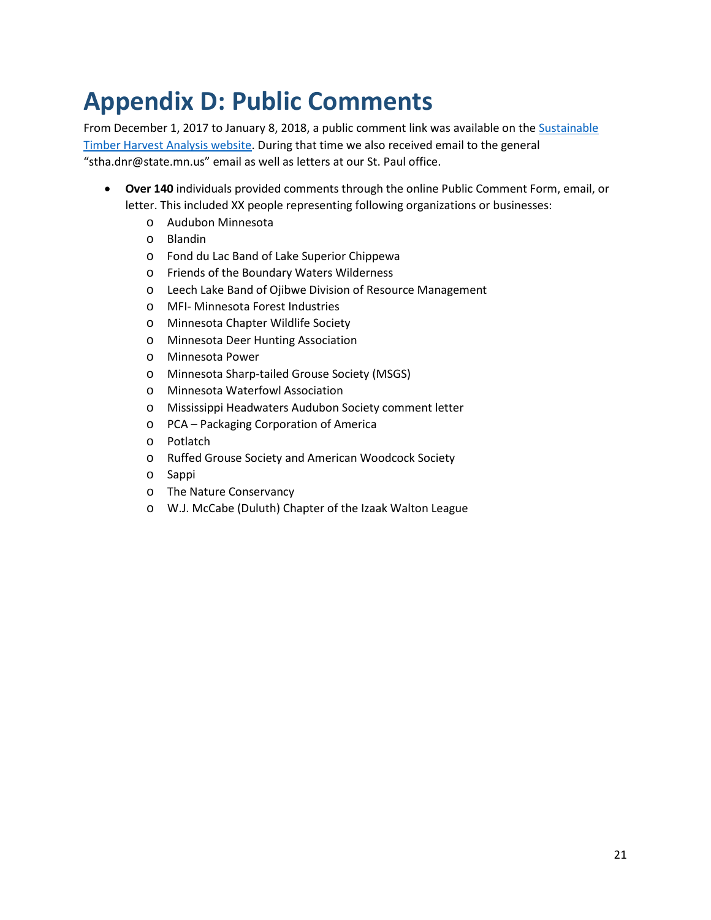# Appendix D: Public Comments

From December 1, 2017 to January 8, 2018, a public comment link was available on the [Sustainable Timber Harvest Analysis website](). During that time we also received email to the general "stha.dnr@state.mn.us" email as well as letters at our St. Paul office.

- **Over 140** individuals provided comments through the online Public Comment Form, email, or letter. This included XX people representing following organizations or businesses:
    - Audubon Minnesota
    - Blandin
    - Fond du Lac Band of Lake Superior Chippewa
    - Friends of the Boundary Waters Wilderness
    - Leech Lake Band of Ojibwe Division of Resource Management
    - MFI- Minnesota Forest Industries
    - Minnesota Chapter Wildlife Society
    - Minnesota Deer Hunting Association
    - Minnesota Power
    - Minnesota Sharp-tailed Grouse Society (MSGS)
    - Minnesota Waterfowl Association
    - Mississippi Headwaters Audubon Society comment letter
    - PCA – Packaging Corporation of America
    - Potlatch
    - Ruffed Grouse Society and American Woodcock Society
    - Sappi
    - The Nature Conservancy
    - W.J. McCabe (Duluth) Chapter of the Izaak Walton League